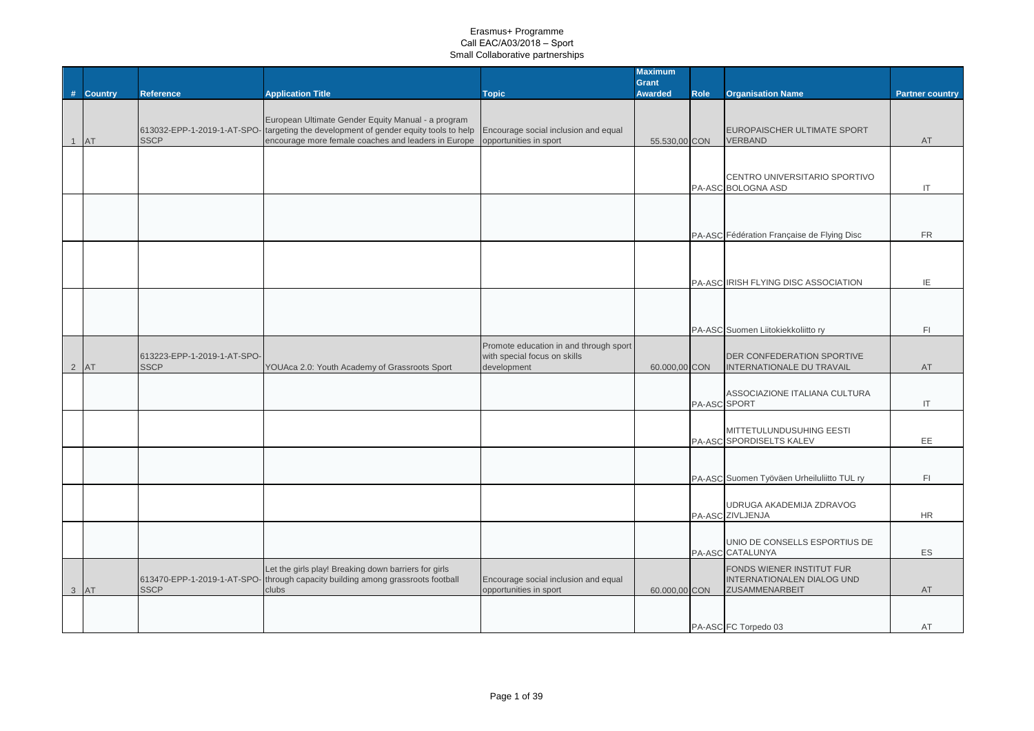Erasmus+ Programme
Call EAC/A03/2018 – Sport
Small Collaborative partnerships

| # | Country | Reference | Application Title | Topic | Maximum Grant Awarded | Role | Organisation Name | Partner country |
|---|---|---|---|---|---|---|---|---|
| 1 | AT | 613032-EPP-1-2019-1-AT-SPO-SSCP | European Ultimate Gender Equity Manual - a program targeting the development of gender equity tools to help encourage more female coaches and leaders in Europe | Encourage social inclusion and equal opportunities in sport | 55.530,00 | CON | EUROPAISCHER ULTIMATE SPORT VERBAND | AT |
| | | | | | | PA-ASC | CENTRO UNIVERSITARIO SPORTIVO BOLOGNA ASD | IT |
| | | | | | | PA-ASC | Fédération Française de Flying Disc | FR |
| | | | | | | PA-ASC | IRISH FLYING DISC ASSOCIATION | IE |
| | | | | | | PA-ASC | Suomen Liitokiekkoliitto ry | FI |
| 2 | AT | 613223-EPP-1-2019-1-AT-SPO-SSCP | YOUAca 2.0: Youth Academy of Grassroots Sport | Promote education in and through sport with special focus on skills development | 60.000,00 | CON | DER CONFEDERATION SPORTIVE INTERNATIONALE DU TRAVAIL | AT |
| | | | | | | PA-ASC | ASSOCIAZIONE ITALIANA CULTURA SPORT | IT |
| | | | | | | PA-ASC | MITTETULUNDUSUHING EESTI SPORDISELTS KALEV | EE |
| | | | | | | PA-ASC | Suomen Työväen Urheiluliitto TUL ry | FI |
| | | | | | | PA-ASC | UDRUGA AKADEMIJA ZDRAVOG ZIVLJENJA | HR |
| | | | | | | PA-ASC | UNIO DE CONSELLS ESPORTIUS DE CATALUNYA | ES |
| 3 | AT | 613470-EPP-1-2019-1-AT-SPO-SSCP | Let the girls play! Breaking down barriers for girls through capacity building among grassroots football clubs | Encourage social inclusion and equal opportunities in sport | 60.000,00 | CON | FONDS WIENER INSTITUT FUR INTERNATIONALEN DIALOG UND ZUSAMMENARBEIT | AT |
| | | | | | | PA-ASC | FC Torpedo 03 | AT |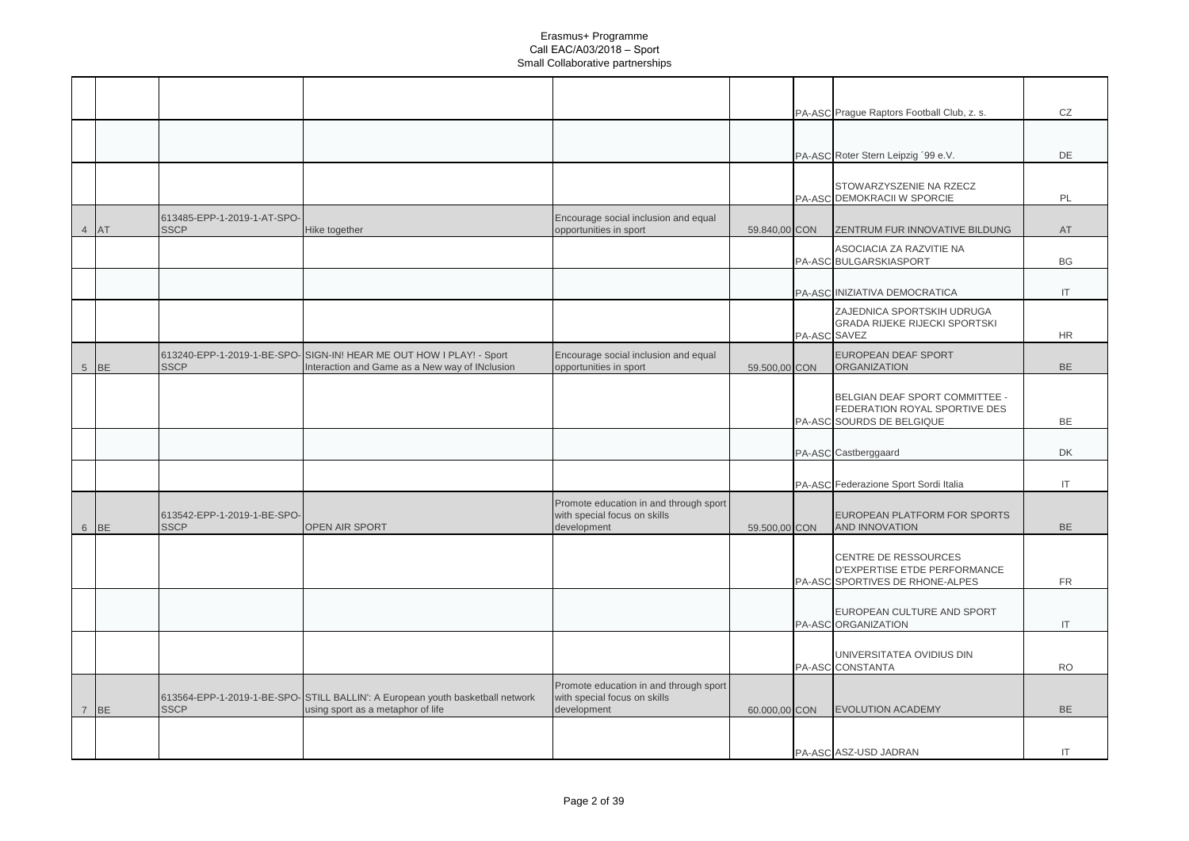Erasmus+ Programme
Call EAC/A03/2018 – Sport
Small Collaborative partnerships

| | | | | | | | | |
|---|---|---|---|---|---|---|---|---|
| | | | | | | PA-ASC | Prague Raptors Football Club, z. s. | CZ |
| | | | | | | PA-ASC | Roter Stern Leipzig ´99 e.V. | DE |
| | | | | | | PA-ASC | STOWARZYSZENIE NA RZECZ DEMOKRACII W SPORCIE | PL |
| 4 | AT | 613485-EPP-1-2019-1-AT-SPO-SSCP | Hike together | Encourage social inclusion and equal opportunities in sport | 59.840,00 | CON | ZENTRUM FUR INNOVATIVE BILDUNG | AT |
| | | | | | | PA-ASC | ASOCIACIA ZA RAZVITIE NA BULGARSKIASPORT | BG |
| | | | | | | PA-ASC | INIZIATIVA DEMOCRATICA | IT |
| | | | | | | PA-ASC | ZAJEDNICA SPORTSKIH UDRUGA GRADA RIJEKE RIJECKI SPORTSKI SAVEZ | HR |
| 5 | BE | 613240-EPP-1-2019-1-BE-SPO-SSCP | SIGN-IN! HEAR ME OUT HOW I PLAY! - Sport Interaction and Game as a New way of INclusion | Encourage social inclusion and equal opportunities in sport | 59.500,00 | CON | EUROPEAN DEAF SPORT ORGANIZATION | BE |
| | | | | | | PA-ASC | BELGIAN DEAF SPORT COMMITTEE - FEDERATION ROYAL SPORTIVE DES SOURDS DE BELGIQUE | BE |
| | | | | | | PA-ASC | Castberggaard | DK |
| | | | | | | PA-ASC | Federazione Sport Sordi Italia | IT |
| 6 | BE | 613542-EPP-1-2019-1-BE-SPO-SSCP | OPEN AIR SPORT | Promote education in and through sport with special focus on skills development | 59.500,00 | CON | EUROPEAN PLATFORM FOR SPORTS AND INNOVATION | BE |
| | | | | | | PA-ASC | CENTRE DE RESSOURCES D'EXPERTISE ETDE PERFORMANCE SPORTIVES DE RHONE-ALPES | FR |
| | | | | | | PA-ASC | EUROPEAN CULTURE AND SPORT ORGANIZATION | IT |
| | | | | | | PA-ASC | UNIVERSITATEA OVIDIUS DIN CONSTANTA | RO |
| 7 | BE | 613564-EPP-1-2019-1-BE-SPO-SSCP | STILL BALLIN': A European youth basketball network using sport as a metaphor of life | Promote education in and through sport with special focus on skills development | 60.000,00 | CON | EVOLUTION ACADEMY | BE |
| | | | | | | PA-ASC | ASZ-USD JADRAN | IT |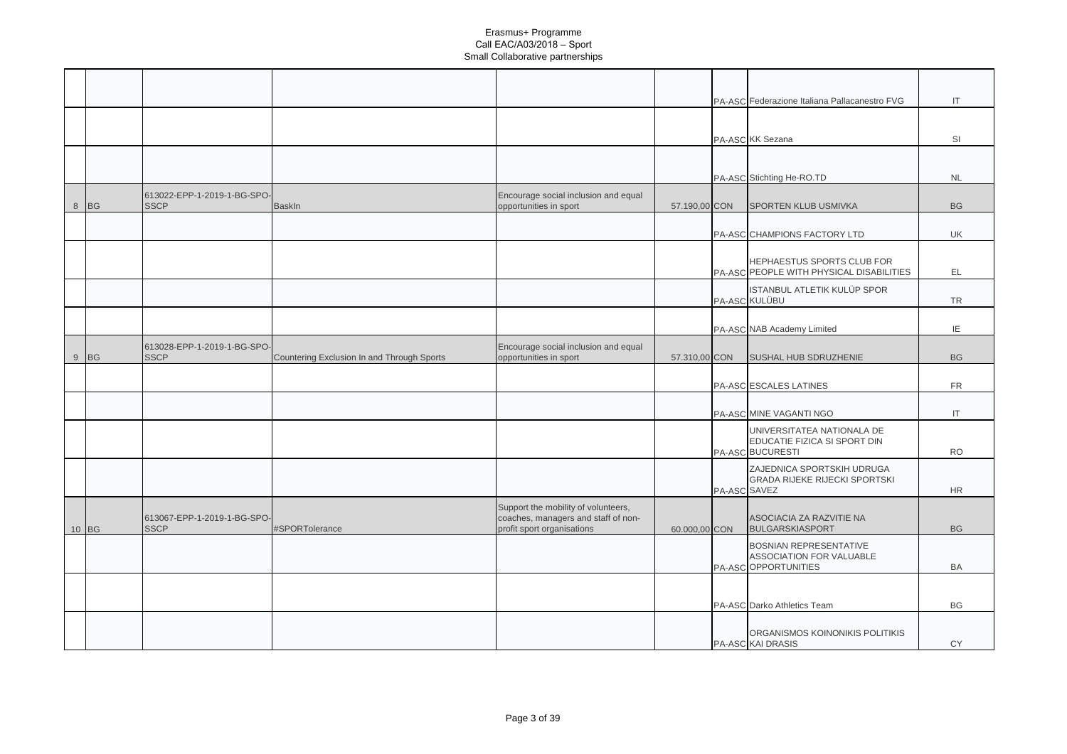Erasmus+ Programme
Call EAC/A03/2018 – Sport
Small Collaborative partnerships

| | | | | | | | | |
|---|---|---|---|---|---|---|---|---|
| | | | | | | PA-ASC | Federazione Italiana Pallacanestro FVG | IT |
| | | | | | | PA-ASC | KK Sezana | SI |
| | | | | | | PA-ASC | Stichting He-RO.TD | NL |
| 8 | BG | 613022-EPP-1-2019-1-BG-SPO-SSCP | BaskIn | Encourage social inclusion and equal opportunities in sport | 57.190,00 | CON | SPORTEN KLUB USMIVKA | BG |
| | | | | | | PA-ASC | CHAMPIONS FACTORY LTD | UK |
| | | | | | | PA-ASC | HEPHAESTUS SPORTS CLUB FOR PEOPLE WITH PHYSICAL DISABILITIES | EL |
| | | | | | | PA-ASC | ISTANBUL ATLETIK KULÜP SPOR KULÜBU | TR |
| | | | | | | PA-ASC | NAB Academy Limited | IE |
| 9 | BG | 613028-EPP-1-2019-1-BG-SPO-SSCP | Countering Exclusion In and Through Sports | Encourage social inclusion and equal opportunities in sport | 57.310,00 | CON | SUSHAL HUB SDRUZHENIE | BG |
| | | | | | | PA-ASC | ESCALES LATINES | FR |
| | | | | | | PA-ASC | MINE VAGANTI NGO | IT |
| | | | | | | PA-ASC | UNIVERSITATEA NATIONALA DE EDUCATIE FIZICA SI SPORT DIN BUCURESTI | RO |
| | | | | | | PA-ASC | ZAJEDNICA SPORTSKIH UDRUGA GRADA RIJEKE RIJECKI SPORTSKI SAVEZ | HR |
| 10 | BG | 613067-EPP-1-2019-1-BG-SPO-SSCP | #SPORTolerance | Support the mobility of volunteers, coaches, managers and staff of non-profit sport organisations | 60.000,00 | CON | ASOCIACIA ZA RAZVITIE NA BULGARSKIASPORT | BG |
| | | | | | | PA-ASC | BOSNIAN REPRESENTATIVE ASSOCIATION FOR VALUABLE OPPORTUNITIES | BA |
| | | | | | | PA-ASC | Darko Athletics Team | BG |
| | | | | | | PA-ASC | ORGANISMOS KOINONIKIS POLITIKIS KAI DRASIS | CY |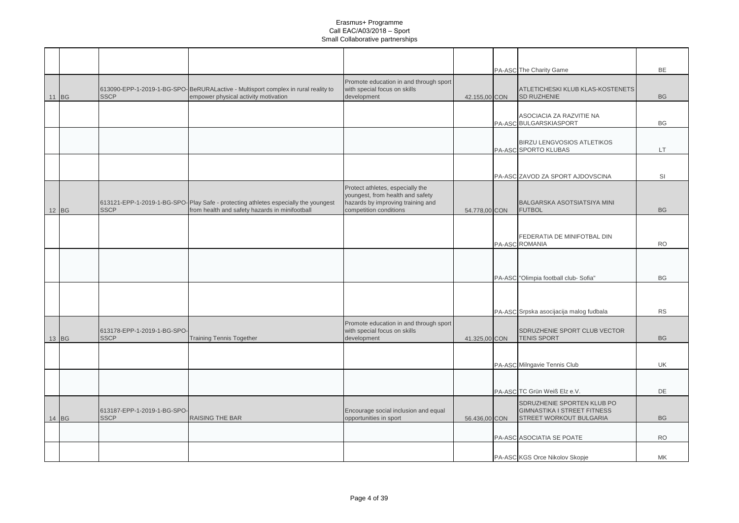Erasmus+ Programme
Call EAC/A03/2018 – Sport
Small Collaborative partnerships

| | | | | | | | | |
|---|---|---|---|---|---|---|---|---|
| | | | | | | PA-ASC | The Charity Game | BE |
| 11 | BG | 613090-EPP-1-2019-1-BG-SPO-SSCP | BeRURALactive - Multisport complex in rural reality to empower physical activity motivation | Promote education in and through sport with special focus on skills development | 42.155,00 | CON | ATLETICHESKI KLUB KLAS-KOSTENETS SD RUZHENIE | BG |
| | | | | | | PA-ASC | ASOCIACIA ZA RAZVITIE NA BULGARSKIASPORT | BG |
| | | | | | | PA-ASC | BIRZU LENGVOSIOS ATLETIKOS SPORTO KLUBAS | LT |
| | | | | | | PA-ASC | ZAVOD ZA SPORT AJDOVSCINA | SI |
| 12 | BG | 613121-EPP-1-2019-1-BG-SPO-SSCP | Play Safe - protecting athletes especially the youngest from health and safety hazards in minifootball | Protect athletes, especially the youngest, from health and safety hazards by improving training and competition conditions | 54.778,00 | CON | BALGARSKA ASOTSIATSIYA MINI FUTBOL | BG |
| | | | | | | PA-ASC | FEDERATIA DE MINIFOTBAL DIN ROMANIA | RO |
| | | | | | | PA-ASC | "Olimpia football club- Sofia" | BG |
| | | | | | | PA-ASC | Srpska asocijacija malog fudbala | RS |
| 13 | BG | 613178-EPP-1-2019-1-BG-SPO-SSCP | Training Tennis Together | Promote education in and through sport with special focus on skills development | 41.325,00 | CON | SDRUZHENIE SPORT CLUB VECTOR TENIS SPORT | BG |
| | | | | | | PA-ASC | Milngavie Tennis Club | UK |
| | | | | | | PA-ASC | TC Grün Weiß Elz e.V. | DE |
| 14 | BG | 613187-EPP-1-2019-1-BG-SPO-SSCP | RAISING THE BAR | Encourage social inclusion and equal opportunities in sport | 56.436,00 | CON | SDRUZHENIE SPORTEN KLUB PO GIMNASTIKA I STREET FITNESS STREET WORKOUT BULGARIA | BG |
| | | | | | | PA-ASC | ASOCIATIA SE POATE | RO |
| | | | | | | PA-ASC | KGS Orce Nikolov Skopje | MK |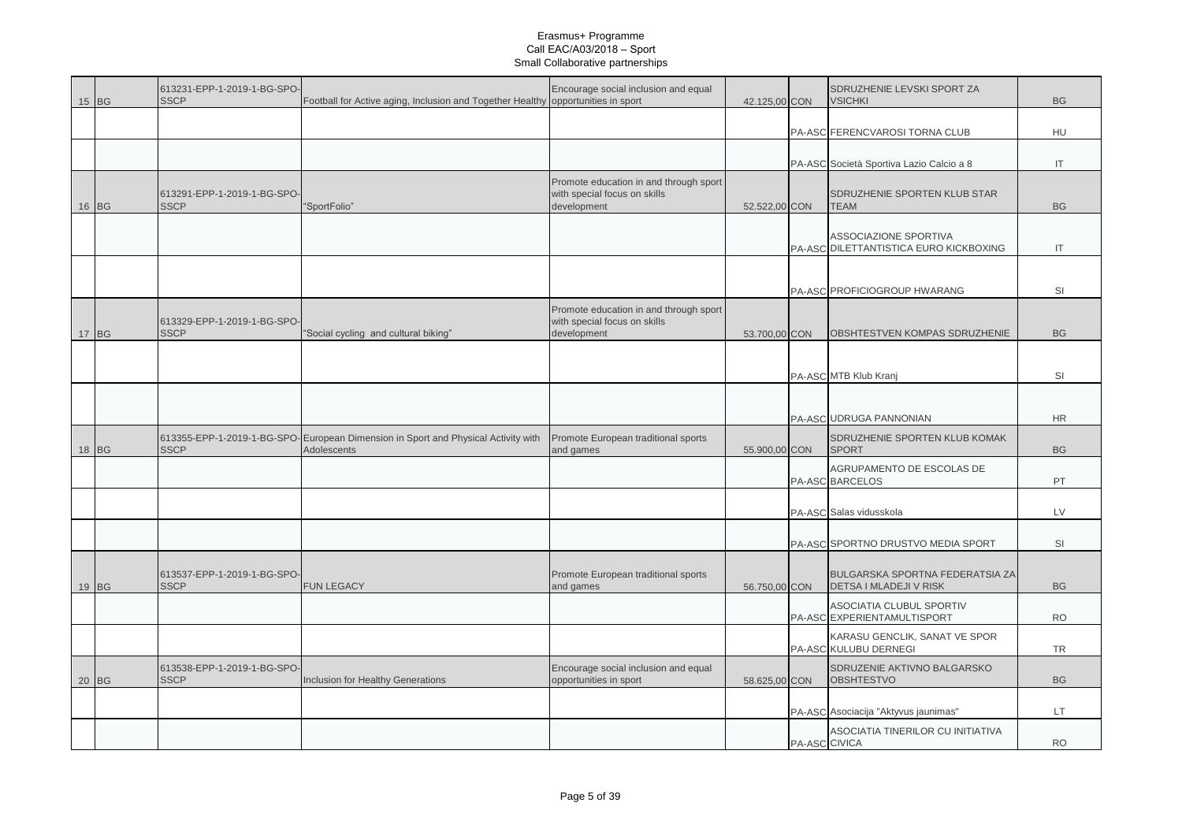Erasmus+ Programme
Call EAC/A03/2018 – Sport
Small Collaborative partnerships

| | | | | | | | | |
|---|---|---|---|---|---|---|---|---|
| 15 | BG | 613231-EPP-1-2019-1-BG-SPO-SSCP | Football for Active aging, Inclusion and Together Healthy | Encourage social inclusion and equal opportunities in sport | 42.125,00 | CON | SDRUZHENIE LEVSKI SPORT ZA VSICHKI | BG |
| | | | | | | PA-ASC | FERENCVAROSI TORNA CLUB | HU |
| | | | | | | PA-ASC | Società Sportiva Lazio Calcio a 8 | IT |
| 16 | BG | 613291-EPP-1-2019-1-BG-SPO-SSCP | "SportFolio" | Promote education in and through sport with special focus on skills development | 52.522,00 | CON | SDRUZHENIE SPORTEN KLUB STAR TEAM | BG |
| | | | | | | PA-ASC | ASSOCIAZIONE SPORTIVA DILETTANTISTICA EURO KICKBOXING | IT |
| | | | | | | PA-ASC | PROFICIOGROUP HWARANG | SI |
| 17 | BG | 613329-EPP-1-2019-1-BG-SPO-SSCP | "Social cycling and cultural biking" | Promote education in and through sport with special focus on skills development | 53.700,00 | CON | OBSHTESTVEN KOMPAS SDRUZHENIE | BG |
| | | | | | | PA-ASC | MTB Klub Kranj | SI |
| | | | | | | PA-ASC | UDRUGA PANNONIAN | HR |
| 18 | BG | 613355-EPP-1-2019-1-BG-SPO-SSCP | European Dimension in Sport and Physical Activity with Adolescents | Promote European traditional sports and games | 55.900,00 | CON | SDRUZHENIE SPORTEN KLUB KOMAK SPORT | BG |
| | | | | | | PA-ASC | AGRUPAMENTO DE ESCOLAS DE BARCELOS | PT |
| | | | | | | PA-ASC | Salas vidusskola | LV |
| | | | | | | PA-ASC | SPORTNO DRUSTVO MEDIA SPORT | SI |
| 19 | BG | 613537-EPP-1-2019-1-BG-SPO-SSCP | FUN LEGACY | Promote European traditional sports and games | 56.750,00 | CON | BULGARSKA SPORTNA FEDERATSIA ZA DETSA I MLADEJI V RISK | BG |
| | | | | | | PA-ASC | ASOCIATIA CLUBUL SPORTIV EXPERIENTAMULTISPORT | RO |
| | | | | | | PA-ASC | KARASU GENCLIK, SANAT VE SPOR KULUBU DERNEGI | TR |
| 20 | BG | 613538-EPP-1-2019-1-BG-SPO-SSCP | Inclusion for Healthy Generations | Encourage social inclusion and equal opportunities in sport | 58.625,00 | CON | SDRUZENIE AKTIVNO BALGARSKO OBSHTESTVO | BG |
| | | | | | | PA-ASC | Asociacija "Aktyvus jaunimas" | LT |
| | | | | | | PA-ASC | ASOCIATIA TINERILOR CU INITIATIVA CIVICA | RO |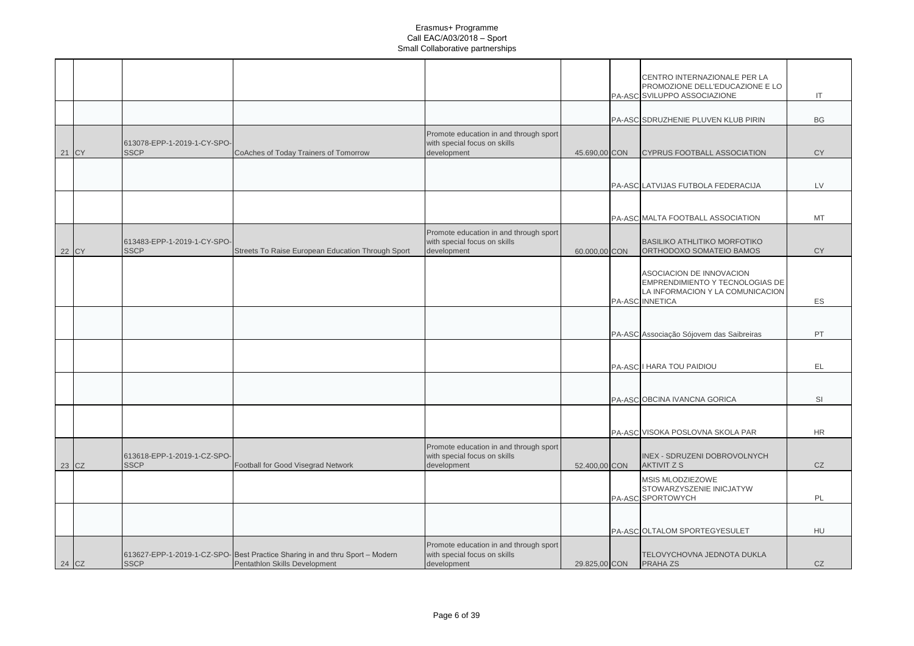Erasmus+ Programme
Call EAC/A03/2018 – Sport
Small Collaborative partnerships

| | | | | | | | | |
|---|---|---|---|---|---|---|---|---|
| | | | | | | PA-ASC | CENTRO INTERNAZIONALE PER LA PROMOZIONE DELL'EDUCAZIONE E LO SVILUPPO ASSOCIAZIONE | IT |
| | | | | | | PA-ASC | SDRUZHENIE PLUVEN KLUB PIRIN | BG |
| 21 | CY | 613078-EPP-1-2019-1-CY-SPO-SSCP | CoAches of Today Trainers of Tomorrow | Promote education in and through sport with special focus on skills development | 45.690,00 | CON | CYPRUS FOOTBALL ASSOCIATION | CY |
| | | | | | | PA-ASC | LATVIJAS FUTBOLA FEDERACIJA | LV |
| | | | | | | PA-ASC | MALTA FOOTBALL ASSOCIATION | MT |
| 22 | CY | 613483-EPP-1-2019-1-CY-SPO-SSCP | Streets To Raise European Education Through Sport | Promote education in and through sport with special focus on skills development | 60.000,00 | CON | BASILIKO ATHLITIKO MORFOTIKO ORTHODOXO SOMATEIO BAMOS | CY |
| | | | | | | PA-ASC | ASOCIACION DE INNOVACION EMPRENDIMIENTO Y TECNOLOGIAS DE LA INFORMACION Y LA COMUNICACION INNETICA | ES |
| | | | | | | PA-ASC | Associação Sójovem das Saibreiras | PT |
| | | | | | | PA-ASC | I HARA TOU PAIDIOU | EL |
| | | | | | | PA-ASC | OBCINA IVANCNA GORICA | SI |
| | | | | | | PA-ASC | VISOKA POSLOVNA SKOLA PAR | HR |
| 23 | CZ | 613618-EPP-1-2019-1-CZ-SPO-SSCP | Football for Good Visegrad Network | Promote education in and through sport with special focus on skills development | 52.400,00 | CON | INEX - SDRUZENI DOBROVOLNYCH AKTIVIT Z S | CZ |
| | | | | | | PA-ASC | MSIS MLODZIEZOWE STOWARZYSZENIE INICJATYW SPORTOWYCH | PL |
| | | | | | | PA-ASC | OLTALOM SPORTEGYESULET | HU |
| 24 | CZ | 613627-EPP-1-2019-1-CZ-SPO-SSCP | Best Practice Sharing in and thru Sport – Modern Pentathlon Skills Development | Promote education in and through sport with special focus on skills development | 29.825,00 | CON | TELOVYCHOVNA JEDNOTA DUKLA PRAHA ZS | CZ |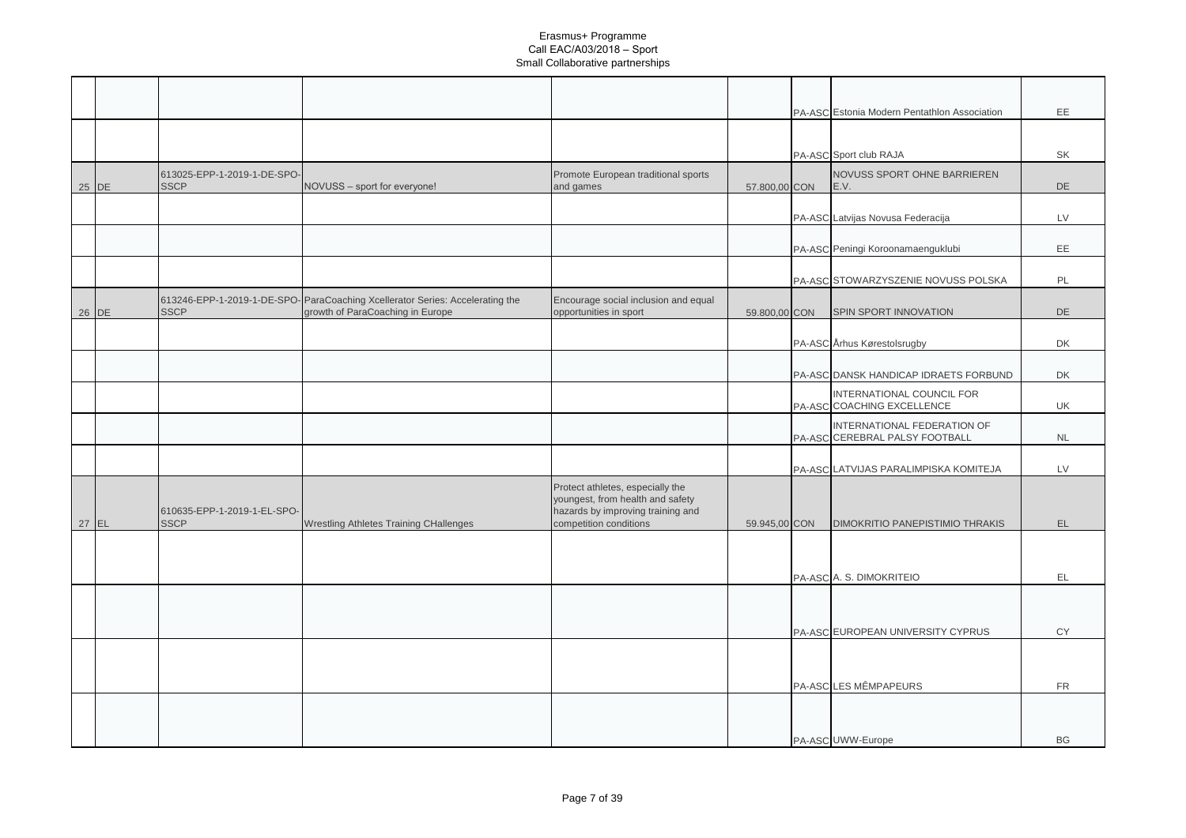Erasmus+ Programme
Call EAC/A03/2018 – Sport
Small Collaborative partnerships

| | | | | | | | | |
|---|---|---|---|---|---|---|---|---|
| | | | | | | PA-ASC | Estonia Modern Pentathlon Association | EE |
| | | | | | | PA-ASC | Sport club RAJA | SK |
| 25 | DE | 613025-EPP-1-2019-1-DE-SPO-SSCP | NOVUSS – sport for everyone! | Promote European traditional sports and games | 57.800,00 | CON | NOVUSS SPORT OHNE BARRIEREN E.V. | DE |
| | | | | | | PA-ASC | Latvijas Novusa Federacija | LV |
| | | | | | | PA-ASC | Peningi Koroonamaenguklubi | EE |
| | | | | | | PA-ASC | STOWARZYSZENIE NOVUSS POLSKA | PL |
| 26 | DE | 613246-EPP-1-2019-1-DE-SPO-SSCP | ParaCoaching Xcellerator Series: Accelerating the growth of ParaCoaching in Europe | Encourage social inclusion and equal opportunities in sport | 59.800,00 | CON | SPIN SPORT INNOVATION | DE |
| | | | | | | PA-ASC | Århus Kørestolsrugby | DK |
| | | | | | | PA-ASC | DANSK HANDICAP IDRAETS FORBUND | DK |
| | | | | | | PA-ASC | INTERNATIONAL COUNCIL FOR COACHING EXCELLENCE | UK |
| | | | | | | PA-ASC | INTERNATIONAL FEDERATION OF CEREBRAL PALSY FOOTBALL | NL |
| | | | | | | PA-ASC | LATVIJAS PARALIMPISKA KOMITEJA | LV |
| 27 | EL | 610635-EPP-1-2019-1-EL-SPO-SSCP | Wrestling Athletes Training CHallenges | Protect athletes, especially the youngest, from health and safety hazards by improving training and competition conditions | 59.945,00 | CON | DIMOKRITIO PANEPISTIMIO THRAKIS | EL |
| | | | | | | PA-ASC | A. S. DIMOKRITEIO | EL |
| | | | | | | PA-ASC | EUROPEAN UNIVERSITY CYPRUS | CY |
| | | | | | | PA-ASC | LES MÊMPAPEURS | FR |
| | | | | | | PA-ASC | UWW-Europe | BG |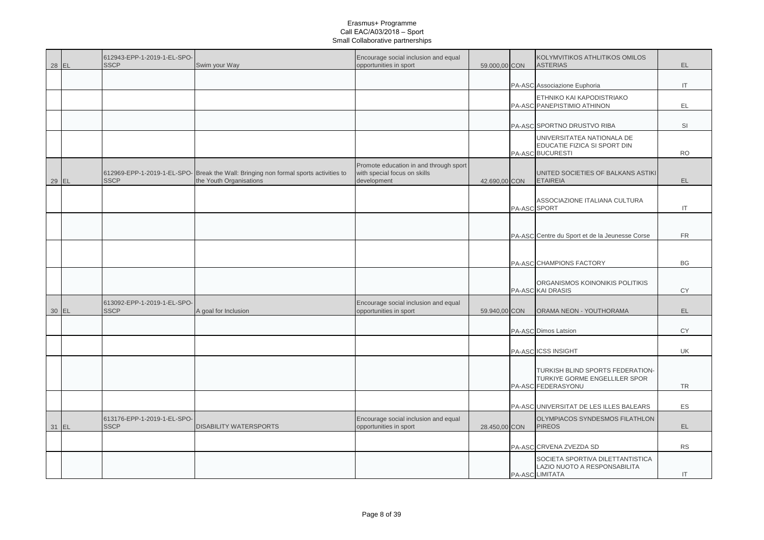Erasmus+ Programme
Call EAC/A03/2018 – Sport
Small Collaborative partnerships

| | | | | | | | | |
|---|---|---|---|---|---|---|---|---|
| 28 | EL | 612943-EPP-1-2019-1-EL-SPO-SSCP | Swim your Way | Encourage social inclusion and equal opportunities in sport | 59.000,00 | CON | KOLYMVITIKOS ATHLITIKOS OMILOS ASTERIAS | EL |
| | | | | | | PA-ASC | Associazione Euphoria | IT |
| | | | | | | PA-ASC | ETHNIKO KAI KAPODISTRIAKO PANEPISTIMIO ATHINON | EL |
| | | | | | | PA-ASC | SPORTNO DRUSTVO RIBA | SI |
| | | | | | | PA-ASC | UNIVERSITATEA NATIONALA DE EDUCATIE FIZICA SI SPORT DIN BUCURESTI | RO |
| 29 | EL | 612969-EPP-1-2019-1-EL-SPO-SSCP | Break the Wall: Bringing non formal sports activities to the Youth Organisations | Promote education in and through sport with special focus on skills development | 42.690,00 | CON | UNITED SOCIETIES OF BALKANS ASTIKI ETAIREIA | EL |
| | | | | | | PA-ASC | ASSOCIAZIONE ITALIANA CULTURA SPORT | IT |
| | | | | | | PA-ASC | Centre du Sport et de la Jeunesse Corse | FR |
| | | | | | | PA-ASC | CHAMPIONS FACTORY | BG |
| | | | | | | PA-ASC | ORGANISMOS KOINONIKIS POLITIKIS KAI DRASIS | CY |
| 30 | EL | 613092-EPP-1-2019-1-EL-SPO-SSCP | A goal for Inclusion | Encourage social inclusion and equal opportunities in sport | 59.940,00 | CON | ORAMA NEON - YOUTHORAMA | EL |
| | | | | | | PA-ASC | Dimos Latsion | CY |
| | | | | | | PA-ASC | ICSS INSIGHT | UK |
| | | | | | | PA-ASC | TURKISH BLIND SPORTS FEDERATION-TURKIYE GORME ENGELLILER SPOR FEDERASYONU | TR |
| | | | | | | PA-ASC | UNIVERSITAT DE LES ILLES BALEARS | ES |
| 31 | EL | 613176-EPP-1-2019-1-EL-SPO-SSCP | DISABILITY WATERSPORTS | Encourage social inclusion and equal opportunities in sport | 28.450,00 | CON | OLYMPIACOS SYNDESMOS FILATHLON PIREOS | EL |
| | | | | | | PA-ASC | CRVENA ZVEZDA SD | RS |
| | | | | | | PA-ASC | SOCIETA SPORTIVA DILETTANTISTICA LAZIO NUOTO A RESPONSABILITA LIMITATA | IT |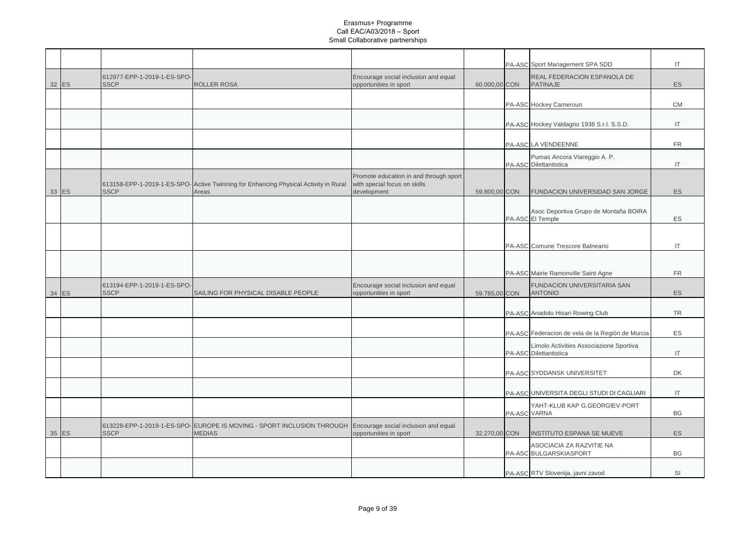Erasmus+ Programme
Call EAC/A03/2018 – Sport
Small Collaborative partnerships

| | | | | | | | | |
|---|---|---|---|---|---|---|---|---|
| | | | | | | PA-ASC | Sport Management SPA SDD | IT |
| 32 | ES | 612977-EPP-1-2019-1-ES-SPO-SSCP | ROLLER ROSA | Encourage social inclusion and equal opportunities in sport | 60.000,00 | CON | REAL FEDERACION ESPANOLA DE PATINAJE | ES |
| | | | | | | PA-ASC | Hockey Cameroun | CM |
| | | | | | | PA-ASC | Hockey Valdagno 1938 S.r.l. S.S.D. | IT |
| | | | | | | PA-ASC | LA VENDEENNE | FR |
| | | | | | | PA-ASC | Pumas Ancora Viareggio A. P. Dilettantistica | IT |
| 33 | ES | 613158-EPP-1-2019-1-ES-SPO-SSCP | Active Twinning for Enhancing Physical Activity in Rural Areas | Promote education in and through sport with special focus on skills development | 59.800,00 | CON | FUNDACION UNIVERSIDAD SAN JORGE | ES |
| | | | | | | PA-ASC | Asoc Deportiva Grupo de Montaña BOIRA El Temple | ES |
| | | | | | | PA-ASC | Comune Trescore Balneario | IT |
| | | | | | | PA-ASC | Mairie Ramonville Saint Agne | FR |
| 34 | ES | 613194-EPP-1-2019-1-ES-SPO-SSCP | SAILING FOR PHYSICAL DISABLE PEOPLE | Encourage social inclusion and equal opportunities in sport | 59.785,00 | CON | FUNDACION UNIVERSITARIA SAN ANTONIO | ES |
| | | | | | | PA-ASC | Anadolu Hisari Rowing Club | TR |
| | | | | | | PA-ASC | Federacion de vela de la Región de Murcia | ES |
| | | | | | | PA-ASC | Limolo Activities Associazione Sportiva Dilettantistica | IT |
| | | | | | | PA-ASC | SYDDANSK UNIVERSITET | DK |
| | | | | | | PA-ASC | UNIVERSITA DEGLI STUDI DI CAGLIARI | IT |
| | | | | | | PA-ASC | YAHT-KLUB KAP G.GEORGIEV-PORT VARNA | BG |
| 35 | ES | 613228-EPP-1-2019-1-ES-SPO-SSCP | EUROPE IS MOVING - SPORT INCLUSION THROUGH MEDIAS | Encourage social inclusion and equal opportunities in sport | 32.270,00 | CON | INSTITUTO ESPANA SE MUEVE | ES |
| | | | | | | PA-ASC | ASOCIACIA ZA RAZVITIE NA BULGARSKIASPORT | BG |
| | | | | | | PA-ASC | RTV Slovenija, javni zavod | SI |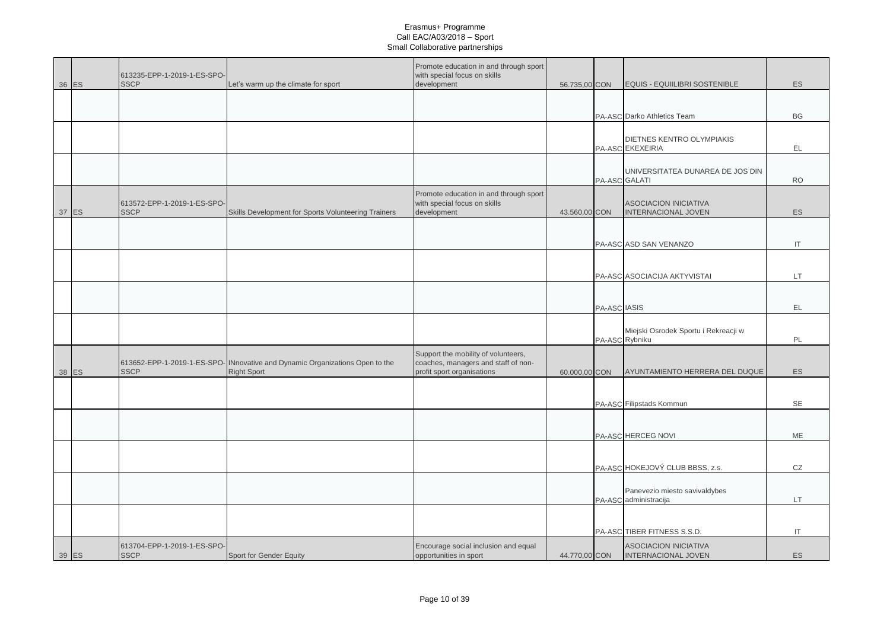Erasmus+ Programme
Call EAC/A03/2018 – Sport
Small Collaborative partnerships

| | | | | | | | | |
|---|---|---|---|---|---|---|---|---|
| 36 | ES | 613235-EPP-1-2019-1-ES-SPO-SSCP | Let's warm up the climate for sport | Promote education in and through sport with special focus on skills development | 56.735,00 | CON | EQUIS - EQUIILIBRI SOSTENIBLE | ES |
| | | | | | | PA-ASC | Darko Athletics Team | BG |
| | | | | | | PA-ASC | DIETNES KENTRO OLYMPIAKIS EKEXEIRIA | EL |
| | | | | | | PA-ASC | UNIVERSITATEA DUNAREA DE JOS DIN GALATI | RO |
| 37 | ES | 613572-EPP-1-2019-1-ES-SPO-SSCP | Skills Development for Sports Volunteering Trainers | Promote education in and through sport with special focus on skills development | 43.560,00 | CON | ASOCIACION INICIATIVA INTERNACIONAL JOVEN | ES |
| | | | | | | PA-ASC | ASD SAN VENANZO | IT |
| | | | | | | PA-ASC | ASOCIACIJA AKTYVISTAI | LT |
| | | | | | | PA-ASC | IASIS | EL |
| | | | | | | PA-ASC | Miejski Osrodek Sportu i Rekreacji w Rybniku | PL |
| 38 | ES | 613652-EPP-1-2019-1-ES-SPO-SSCP | INnovative and Dynamic Organizations Open to the Right Sport | Support the mobility of volunteers, coaches, managers and staff of non-profit sport organisations | 60.000,00 | CON | AYUNTAMIENTO HERRERA DEL DUQUE | ES |
| | | | | | | PA-ASC | Filipstads Kommun | SE |
| | | | | | | PA-ASC | HERCEG NOVI | ME |
| | | | | | | PA-ASC | HOKEJOVÝ CLUB BBSS, z.s. | CZ |
| | | | | | | PA-ASC | Panevezio miesto savivaldybes administracija | LT |
| | | | | | | PA-ASC | TIBER FITNESS S.S.D. | IT |
| 39 | ES | 613704-EPP-1-2019-1-ES-SPO-SSCP | Sport for Gender Equity | Encourage social inclusion and equal opportunities in sport | 44.770,00 | CON | ASOCIACION INICIATIVA INTERNACIONAL JOVEN | ES |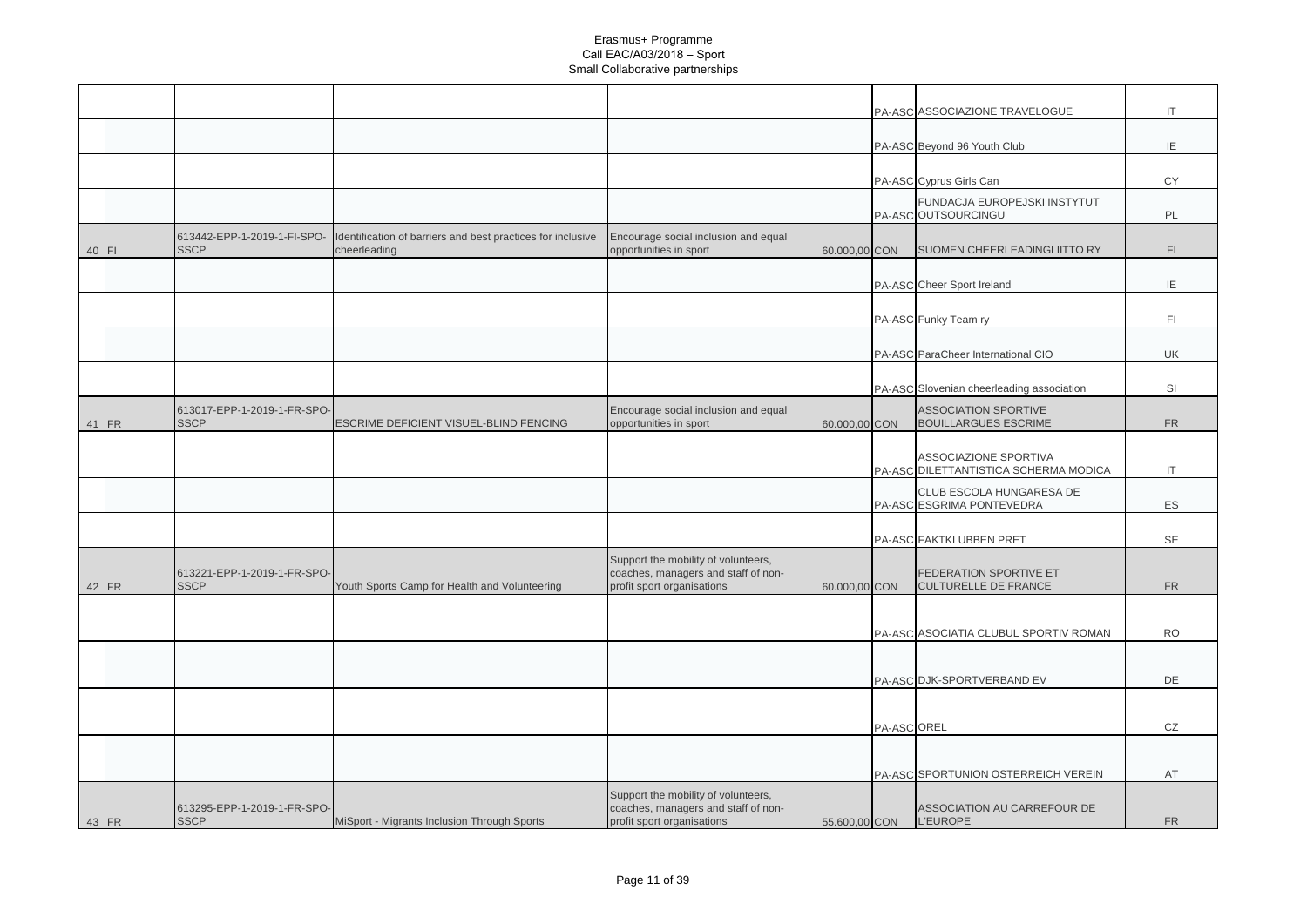# Erasmus+ Programme
## Call EAC/A03/2018 – Sport
### Small Collaborative partnerships

| | | | | | | | | |
|---|---|---|---|---|---|---|---|---|
| | | | | | | PA-ASC | ASSOCIAZIONE TRAVELOGUE | IT |
| | | | | | | PA-ASC | Beyond 96 Youth Club | IE |
| | | | | | | PA-ASC | Cyprus Girls Can | CY |
| | | | | | | PA-ASC | FUNDACJA EUROPEJSKI INSTYTUT OUTSOURCINGU | PL |
| 40 | FI | 613442-EPP-1-2019-1-FI-SPO-SSCP | Identification of barriers and best practices for inclusive cheerleading | Encourage social inclusion and equal opportunities in sport | 60.000,00 | CON | SUOMEN CHEERLEADINGLIITTO RY | FI |
| | | | | | | PA-ASC | Cheer Sport Ireland | IE |
| | | | | | | PA-ASC | Funky Team ry | FI |
| | | | | | | PA-ASC | ParaCheer International CIO | UK |
| | | | | | | PA-ASC | Slovenian cheerleading association | SI |
| 41 | FR | 613017-EPP-1-2019-1-FR-SPO-SSCP | ESCRIME DEFICIENT VISUEL-BLIND FENCING | Encourage social inclusion and equal opportunities in sport | 60.000,00 | CON | ASSOCIATION SPORTIVE BOUILLARGUES ESCRIME | FR |
| | | | | | | PA-ASC | ASSOCIAZIONE SPORTIVA DILETTANTISTICA SCHERMA MODICA | IT |
| | | | | | | PA-ASC | CLUB ESCOLA HUNGARESA DE ESGRIMA PONTEVEDRA | ES |
| | | | | | | PA-ASC | FAKTKLUBBEN PRET | SE |
| 42 | FR | 613221-EPP-1-2019-1-FR-SPO-SSCP | Youth Sports Camp for Health and Volunteering | Support the mobility of volunteers, coaches, managers and staff of non-profit sport organisations | 60.000,00 | CON | FEDERATION SPORTIVE ET CULTURELLE DE FRANCE | FR |
| | | | | | | PA-ASC | ASOCIATIA CLUBUL SPORTIV ROMAN | RO |
| | | | | | | PA-ASC | DJK-SPORTVERBAND EV | DE |
| | | | | | | PA-ASC | OREL | CZ |
| | | | | | | PA-ASC | SPORTUNION OSTERREICH VEREIN | AT |
| 43 | FR | 613295-EPP-1-2019-1-FR-SPO-SSCP | MiSport - Migrants Inclusion Through Sports | Support the mobility of volunteers, coaches, managers and staff of non-profit sport organisations | 55.600,00 | CON | ASSOCIATION AU CARREFOUR DE L'EUROPE | FR |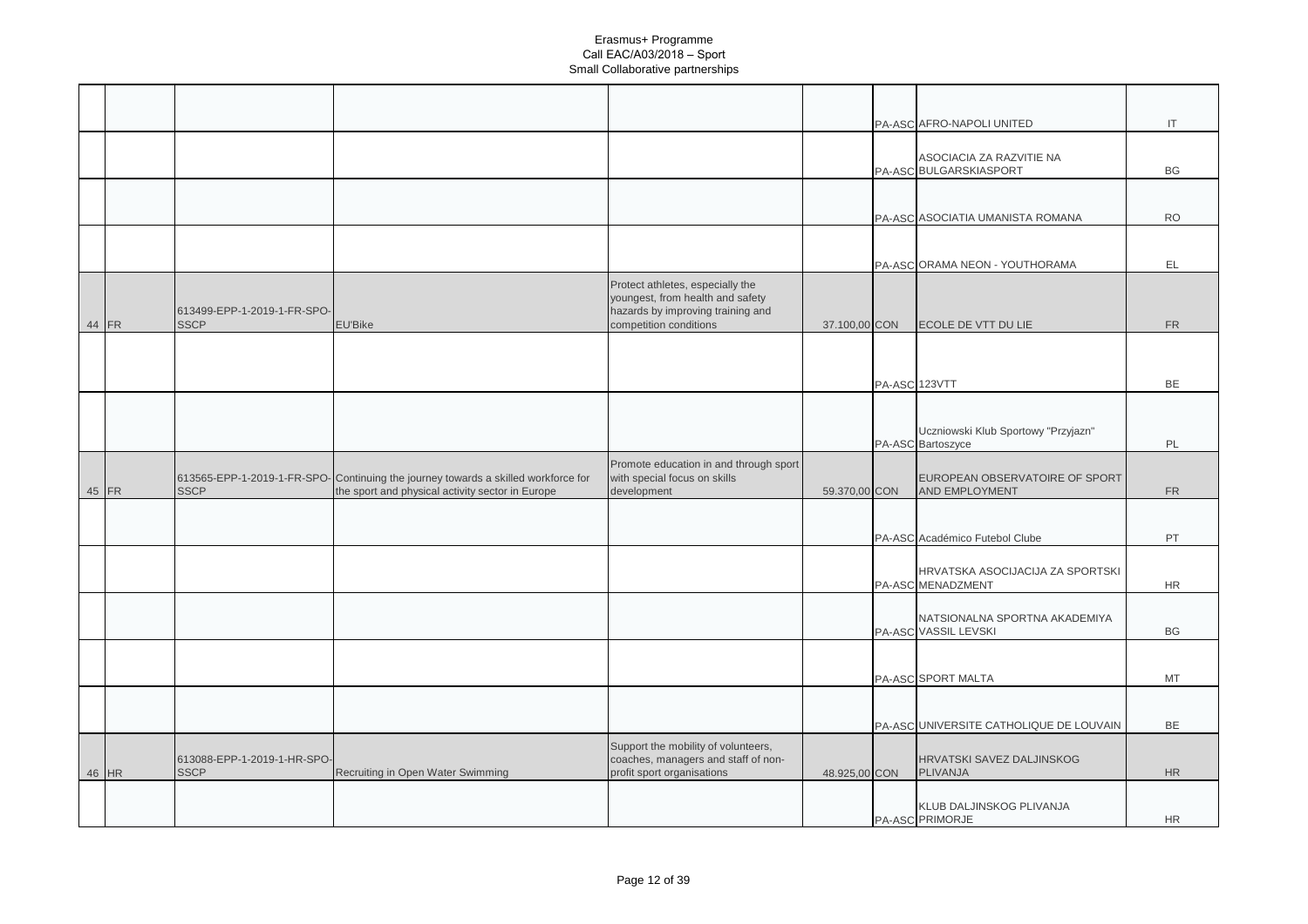# Erasmus+ Programme
## Call EAC/A03/2018 – Sport
### Small Collaborative partnerships

| | | | | | | | | |
|---|---|---|---|---|---|---|---|---|
| | | | | | | PA-ASC | AFRO-NAPOLI UNITED | IT |
| | | | | | | PA-ASC | ASOCIACIA ZA RAZVITIE NA BULGARSKIASPORT | BG |
| | | | | | | PA-ASC | ASOCIATIA UMANISTA ROMANA | RO |
| | | | | | | PA-ASC | ORAMA NEON - YOUTHORAMA | EL |
| 44 | FR | 613499-EPP-1-2019-1-FR-SPO-SSCP | EU'Bike | Protect athletes, especially the youngest, from health and safety hazards by improving training and competition conditions | 37.100,00 | CON | ECOLE DE VTT DU LIE | FR |
| | | | | | | PA-ASC | 123VTT | BE |
| | | | | | | PA-ASC | Uczniowski Klub Sportowy "Przyjazn" Bartoszyce | PL |
| 45 | FR | 613565-EPP-1-2019-1-FR-SPO-SSCP | Continuing the journey towards a skilled workforce for the sport and physical activity sector in Europe | Promote education in and through sport with special focus on skills development | 59.370,00 | CON | EUROPEAN OBSERVATOIRE OF SPORT AND EMPLOYMENT | FR |
| | | | | | | PA-ASC | Académico Futebol Clube | PT |
| | | | | | | PA-ASC | HRVATSKA ASOCIJACIJA ZA SPORTSKI MENADZMENT | HR |
| | | | | | | PA-ASC | NATSIONALNA SPORTNA AKADEMIYA VASSIL LEVSKI | BG |
| | | | | | | PA-ASC | SPORT MALTA | MT |
| | | | | | | PA-ASC | UNIVERSITE CATHOLIQUE DE LOUVAIN | BE |
| 46 | HR | 613088-EPP-1-2019-1-HR-SPO-SSCP | Recruiting in Open Water Swimming | Support the mobility of volunteers, coaches, managers and staff of non-profit sport organisations | 48.925,00 | CON | HRVATSKI SAVEZ DALJINSKOG PLIVANJA | HR |
| | | | | | | PA-ASC | KLUB DALJINSKOG PLIVANJA PRIMORJE | HR |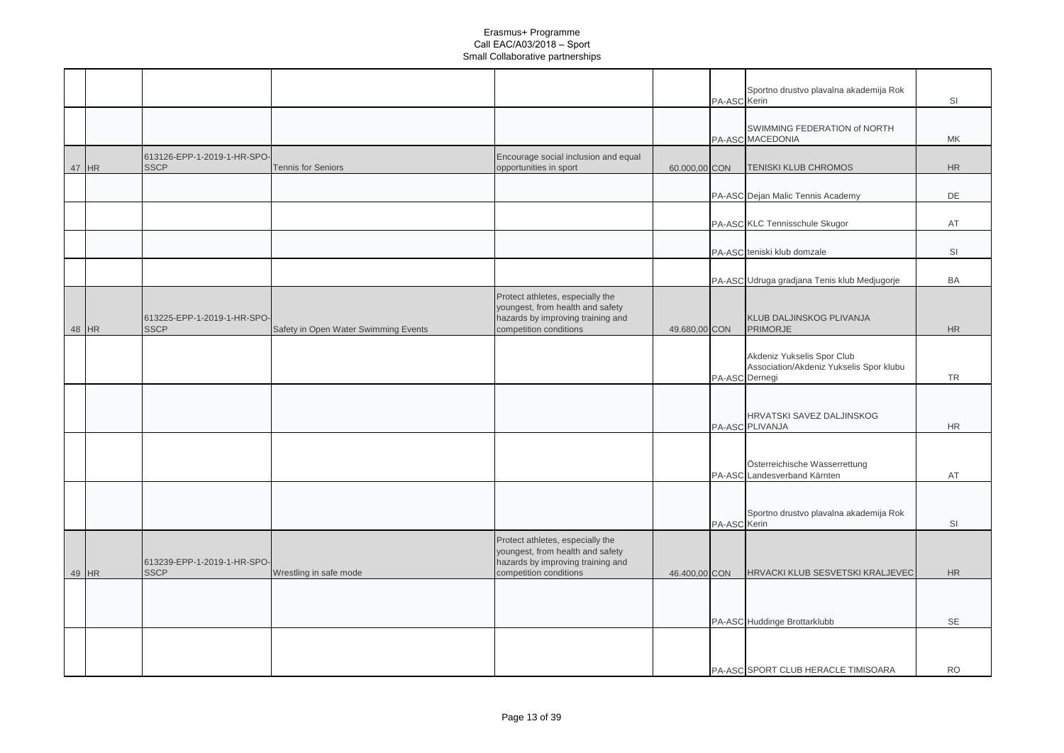# Erasmus+ Programme
## Call EAC/A03/2018 – Sport
### Small Collaborative partnerships

| | | | | | | | | |
|---|---|---|---|---|---|---|---|---|
| | | | | | | PA-ASC | Sportno drustvo plavalna akademija Rok Kerin | SI |
| | | | | | | PA-ASC | SWIMMING FEDERATION of NORTH MACEDONIA | MK |
| 47 | HR | 613126-EPP-1-2019-1-HR-SPO-SSCP | Tennis for Seniors | Encourage social inclusion and equal opportunities in sport | 60.000,00 | CON | TENISKI KLUB CHROMOS | HR |
| | | | | | | PA-ASC | Dejan Malic Tennis Academy | DE |
| | | | | | | PA-ASC | KLC Tennisschule Skugor | AT |
| | | | | | | PA-ASC | teniski klub domzale | SI |
| | | | | | | PA-ASC | Udruga gradjana Tenis klub Medjugorje | BA |
| 48 | HR | 613225-EPP-1-2019-1-HR-SPO-SSCP | Safety in Open Water Swimming Events | Protect athletes, especially the youngest, from health and safety hazards by improving training and competition conditions | 49.680,00 | CON | KLUB DALJINSKOG PLIVANJA PRIMORJE | HR |
| | | | | | | PA-ASC | Akdeniz Yukselis Spor Club Association/Akdeniz Yukselis Spor klubu Dernegi | TR |
| | | | | | | PA-ASC | HRVATSKI SAVEZ DALJINSKOG PLIVANJA | HR |
| | | | | | | PA-ASC | Österreichische Wasserrettung Landesverband Kärnten | AT |
| | | | | | | PA-ASC | Sportno drustvo plavalna akademija Rok Kerin | SI |
| 49 | HR | 613239-EPP-1-2019-1-HR-SPO-SSCP | Wrestling in safe mode | Protect athletes, especially the youngest, from health and safety hazards by improving training and competition conditions | 46.400,00 | CON | HRVACKI KLUB SESVETSKI KRALJEVEC | HR |
| | | | | | | PA-ASC | Huddinge Brottarklubb | SE |
| | | | | | | PA-ASC | SPORT CLUB HERACLE TIMISOARA | RO |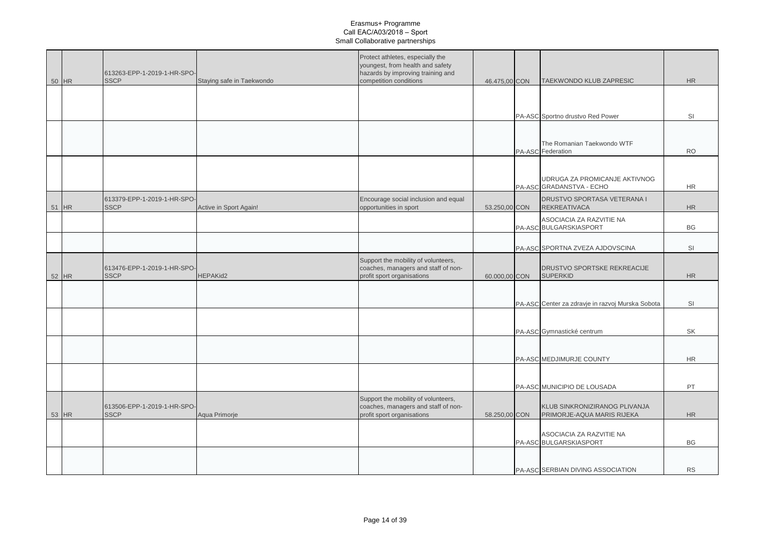Erasmus+ Programme
Call EAC/A03/2018 – Sport
Small Collaborative partnerships

| | | | | | | | | |
|---|---|---|---|---|---|---|---|---|
| 50 | HR | 613263-EPP-1-2019-1-HR-SPO-SSCP | Staying safe in Taekwondo | Protect athletes, especially the youngest, from health and safety hazards by improving training and competition conditions | 46.475,00 | CON | TAEKWONDO KLUB ZAPRESIC | HR |
| | | | | | | PA-ASC | Sportno drustvo Red Power | SI |
| | | | | | | PA-ASC | The Romanian Taekwondo WTF Federation | RO |
| | | | | | | PA-ASC | UDRUGA ZA PROMICANJE AKTIVNOG GRADANSTVA - ECHO | HR |
| 51 | HR | 613379-EPP-1-2019-1-HR-SPO-SSCP | Active in Sport Again! | Encourage social inclusion and equal opportunities in sport | 53.250,00 | CON | DRUSTVO SPORTASA VETERANA I REKREATIVACA | HR |
| | | | | | | PA-ASC | ASOCIACIA ZA RAZVITIE NA BULGARSKIASPORT | BG |
| | | | | | | PA-ASC | SPORTNA ZVEZA AJDOVSCINA | SI |
| 52 | HR | 613476-EPP-1-2019-1-HR-SPO-SSCP | HEPAKid2 | Support the mobility of volunteers, coaches, managers and staff of non-profit sport organisations | 60.000,00 | CON | DRUSTVO SPORTSKE REKREACIJE SUPERKID | HR |
| | | | | | | PA-ASC | Center za zdravje in razvoj Murska Sobota | SI |
| | | | | | | PA-ASC | Gymnastické centrum | SK |
| | | | | | | PA-ASC | MEDJIMURJE COUNTY | HR |
| | | | | | | PA-ASC | MUNICIPIO DE LOUSADA | PT |
| 53 | HR | 613506-EPP-1-2019-1-HR-SPO-SSCP | Aqua Primorje | Support the mobility of volunteers, coaches, managers and staff of non-profit sport organisations | 58.250,00 | CON | KLUB SINKRONIZIRANOG PLIVANJA PRIMORJE-AQUA MARIS RIJEKA | HR |
| | | | | | | PA-ASC | ASOCIACIA ZA RAZVITIE NA BULGARSKIASPORT | BG |
| | | | | | | PA-ASC | SERBIAN DIVING ASSOCIATION | RS |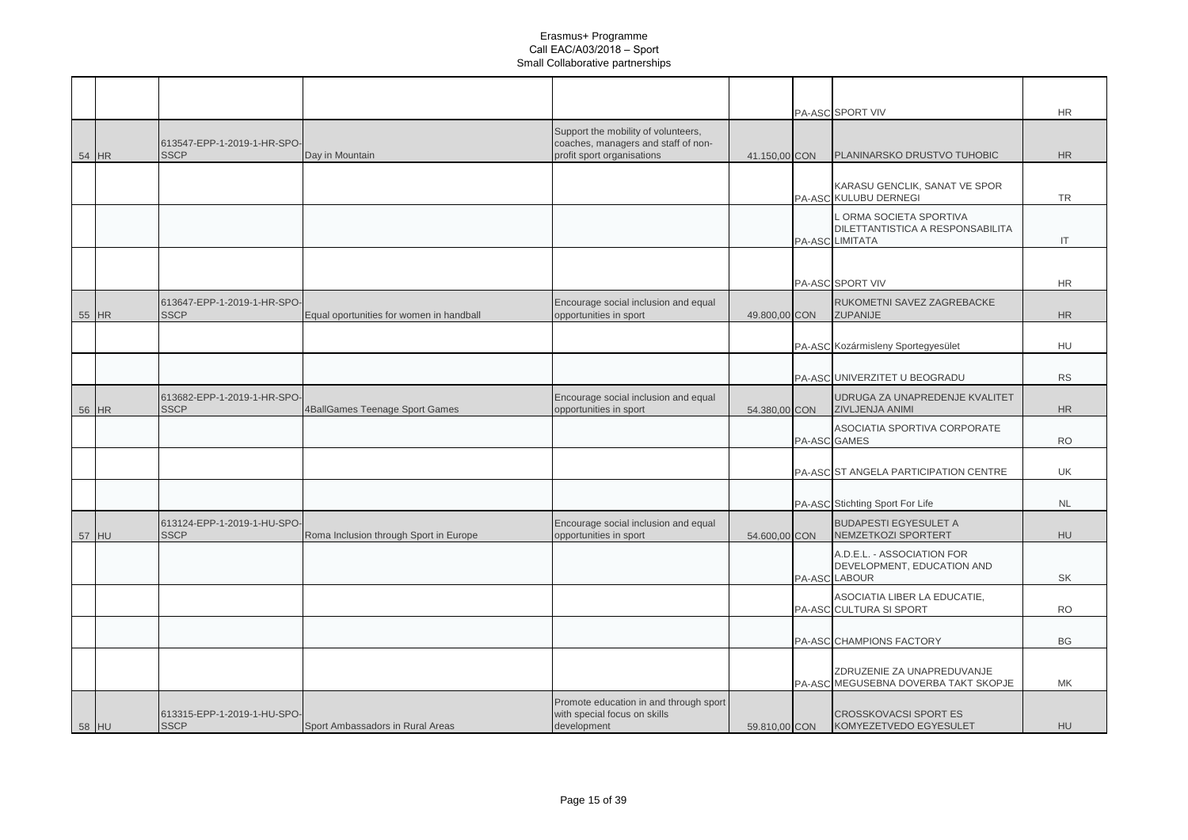Erasmus+ Programme
Call EAC/A03/2018 – Sport
Small Collaborative partnerships

| | | | | | | | | |
|---|---|---|---|---|---|---|---|---|
| | | | | | | PA-ASC | SPORT VIV | HR |
| 54 | HR | 613547-EPP-1-2019-1-HR-SPO-SSCP | Day in Mountain | Support the mobility of volunteers, coaches, managers and staff of non-profit sport organisations | 41.150,00 | CON | PLANINARSKO DRUSTVO TUHOBIC | HR |
| | | | | | | PA-ASC | KARASU GENCLIK, SANAT VE SPOR KULUBU DERNEGI | TR |
| | | | | | | PA-ASC | L ORMA SOCIETA SPORTIVA DILETTANTISTICA A RESPONSABILITA LIMITATA | IT |
| | | | | | | PA-ASC | SPORT VIV | HR |
| 55 | HR | 613647-EPP-1-2019-1-HR-SPO-SSCP | Equal oportunities for women in handball | Encourage social inclusion and equal opportunities in sport | 49.800,00 | CON | RUKOMETNI SAVEZ ZAGREBACKE ZUPANIJE | HR |
| | | | | | | PA-ASC | Kozármisleny Sportegyesület | HU |
| | | | | | | PA-ASC | UNIVERZITET U BEOGRADU | RS |
| 56 | HR | 613682-EPP-1-2019-1-HR-SPO-SSCP | 4BallGames Teenage Sport Games | Encourage social inclusion and equal opportunities in sport | 54.380,00 | CON | UDRUGA ZA UNAPREDENJE KVALITET ZIVLJENJA ANIMI | HR |
| | | | | | | PA-ASC | ASOCIATIA SPORTIVA CORPORATE GAMES | RO |
| | | | | | | PA-ASC | ST ANGELA PARTICIPATION CENTRE | UK |
| | | | | | | PA-ASC | Stichting Sport For Life | NL |
| 57 | HU | 613124-EPP-1-2019-1-HU-SPO-SSCP | Roma Inclusion through Sport in Europe | Encourage social inclusion and equal opportunities in sport | 54.600,00 | CON | BUDAPESTI EGYESULET A NEMZETKOZI SPORTERT | HU |
| | | | | | | PA-ASC | A.D.E.L. - ASSOCIATION FOR DEVELOPMENT, EDUCATION AND LABOUR | SK |
| | | | | | | PA-ASC | ASOCIATIA LIBER LA EDUCATIE, CULTURA SI SPORT | RO |
| | | | | | | PA-ASC | CHAMPIONS FACTORY | BG |
| | | | | | | PA-ASC | ZDRUZENIE ZA UNAPREDUVANJE MEGUSEBNA DOVERBA TAKT SKOPJE | MK |
| 58 | HU | 613315-EPP-1-2019-1-HU-SPO-SSCP | Sport Ambassadors in Rural Areas | Promote education in and through sport with special focus on skills development | 59.810,00 | CON | CROSSKOVACSI SPORT ES KOMYEZETVEDO EGYESULET | HU |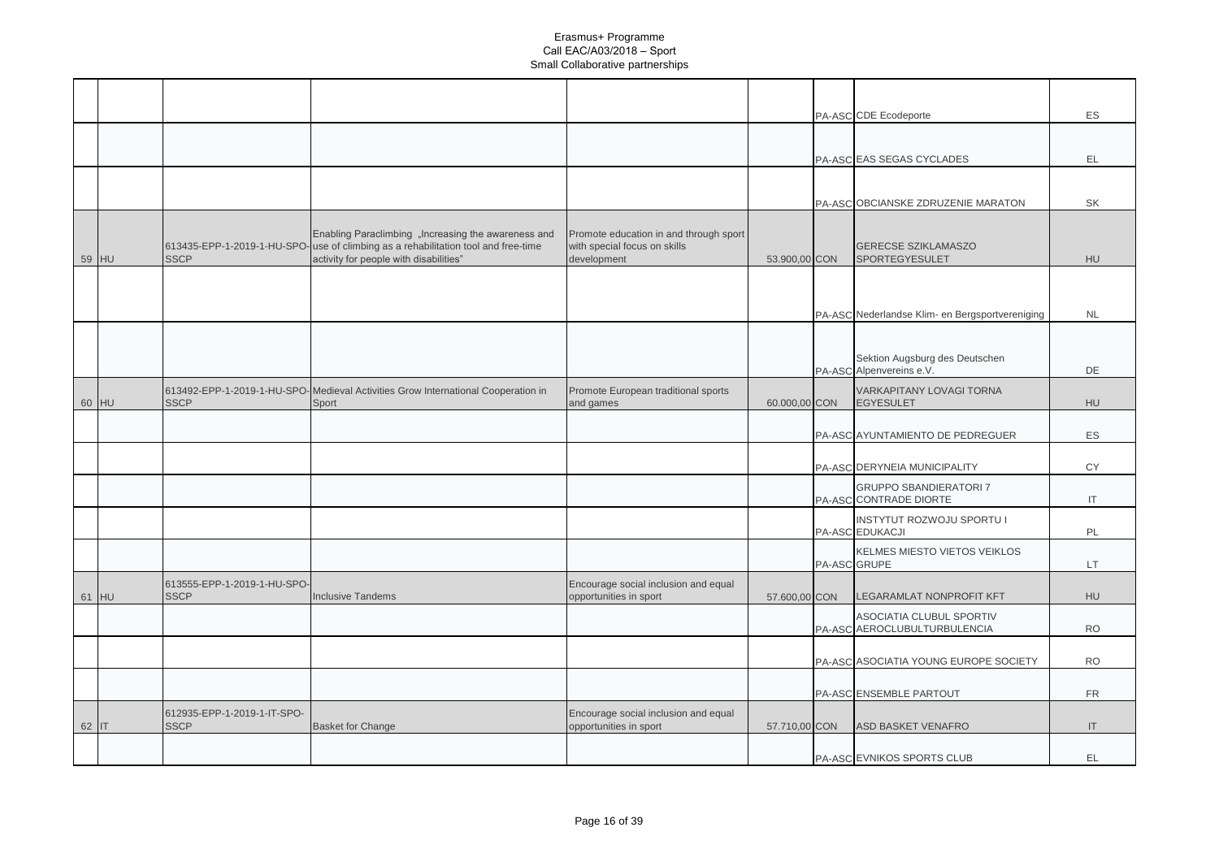Erasmus+ Programme
Call EAC/A03/2018 – Sport
Small Collaborative partnerships

| | | | | | | | | |
|---|---|---|---|---|---|---|---|---|
| | | | | | | PA-ASC | CDE Ecodeporte | ES |
| | | | | | | PA-ASC | EAS SEGAS CYCLADES | EL |
| | | | | | | PA-ASC | OBCIANSKE ZDRUZENIE MARATON | SK |
| 59 | HU | 613435-EPP-1-2019-1-HU-SPO-SSCP | Enabling Paraclimbing „Increasing the awareness and use of climbing as a rehabilitation tool and free-time activity for people with disabilities" | Promote education in and through sport with special focus on skills development | 53.900,00 | CON | GERECSE SZIKLAMASZO SPORTEGYESULET | HU |
| | | | | | | PA-ASC | Nederlandse Klim- en Bergsportvereniging | NL |
| | | | | | | PA-ASC | Sektion Augsburg des Deutschen Alpenvereins e.V. | DE |
| 60 | HU | 613492-EPP-1-2019-1-HU-SPO-SSCP | Medieval Activities Grow International Cooperation in Sport | Promote European traditional sports and games | 60.000,00 | CON | VARKAPITANY LOVAGI TORNA EGYESULET | HU |
| | | | | | | PA-ASC | AYUNTAMIENTO DE PEDREGUER | ES |
| | | | | | | PA-ASC | DERYNEIA MUNICIPALITY | CY |
| | | | | | | PA-ASC | GRUPPO SBANDIERATORI 7 CONTRADE DIORTE | IT |
| | | | | | | PA-ASC | INSTYTUT ROZWOJU SPORTU I EDUKACJI | PL |
| | | | | | | PA-ASC | KELMES MIESTO VIETOS VEIKLOS GRUPE | LT |
| 61 | HU | 613555-EPP-1-2019-1-HU-SPO-SSCP | Inclusive Tandems | Encourage social inclusion and equal opportunities in sport | 57.600,00 | CON | LEGARAMLAT NONPROFIT KFT | HU |
| | | | | | | PA-ASC | ASOCIATIA CLUBUL SPORTIV AEROCLUBULTURBULENCIA | RO |
| | | | | | | PA-ASC | ASOCIATIA YOUNG EUROPE SOCIETY | RO |
| | | | | | | PA-ASC | ENSEMBLE PARTOUT | FR |
| 62 | IT | 612935-EPP-1-2019-1-IT-SPO-SSCP | Basket for Change | Encourage social inclusion and equal opportunities in sport | 57.710,00 | CON | ASD BASKET VENAFRO | IT |
| | | | | | | PA-ASC | EVNIKOS SPORTS CLUB | EL |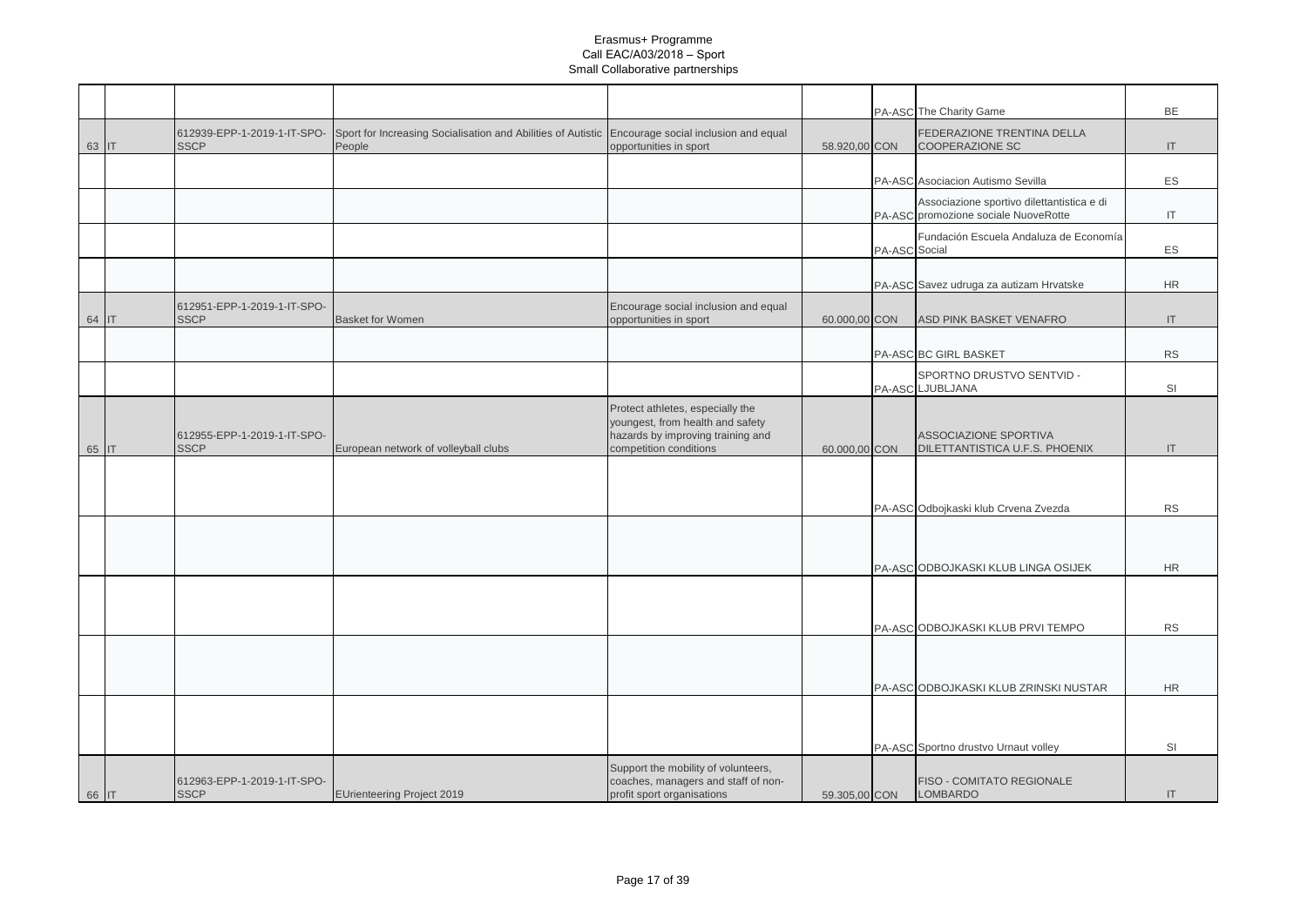Erasmus+ Programme
Call EAC/A03/2018 – Sport
Small Collaborative partnerships

| | | | | | | | | |
|---|---|---|---|---|---|---|---|---|
| | | | | | | PA-ASC | The Charity Game | BE |
| 63 | IT | 612939-EPP-1-2019-1-IT-SPO-SSCP | Sport for Increasing Socialisation and Abilities of Autistic People | Encourage social inclusion and equal opportunities in sport | 58.920,00 | CON | FEDERAZIONE TRENTINA DELLA COOPERAZIONE SC | IT |
| | | | | | | PA-ASC | Asociacion Autismo Sevilla | ES |
| | | | | | | PA-ASC | Associazione sportivo dilettantistica e di promozione sociale NuoveRotte | IT |
| | | | | | | PA-ASC | Fundación Escuela Andaluza de Economía Social | ES |
| | | | | | | PA-ASC | Savez udruga za autizam Hrvatske | HR |
| 64 | IT | 612951-EPP-1-2019-1-IT-SPO-SSCP | Basket for Women | Encourage social inclusion and equal opportunities in sport | 60.000,00 | CON | ASD PINK BASKET VENAFRO | IT |
| | | | | | | PA-ASC | BC GIRL BASKET | RS |
| | | | | | | PA-ASC | SPORTNO DRUSTVO SENTVID - LJUBLJANA | SI |
| 65 | IT | 612955-EPP-1-2019-1-IT-SPO-SSCP | European network of volleyball clubs | Protect athletes, especially the youngest, from health and safety hazards by improving training and competition conditions | 60.000,00 | CON | ASSOCIAZIONE SPORTIVA DILETTANTISTICA U.F.S. PHOENIX | IT |
| | | | | | | PA-ASC | Odbojkaski klub Crvena Zvezda | RS |
| | | | | | | PA-ASC | ODBOJKASKI KLUB LINGA OSIJEK | HR |
| | | | | | | PA-ASC | ODBOJKASKI KLUB PRVI TEMPO | RS |
| | | | | | | PA-ASC | ODBOJKASKI KLUB ZRINSKI NUSTAR | HR |
| | | | | | | PA-ASC | Sportno drustvo Urnaut volley | SI |
| 66 | IT | 612963-EPP-1-2019-1-IT-SPO-SSCP | EUrienteering Project 2019 | Support the mobility of volunteers, coaches, managers and staff of non-profit sport organisations | 59.305,00 | CON | FISO - COMITATO REGIONALE LOMBARDO | IT |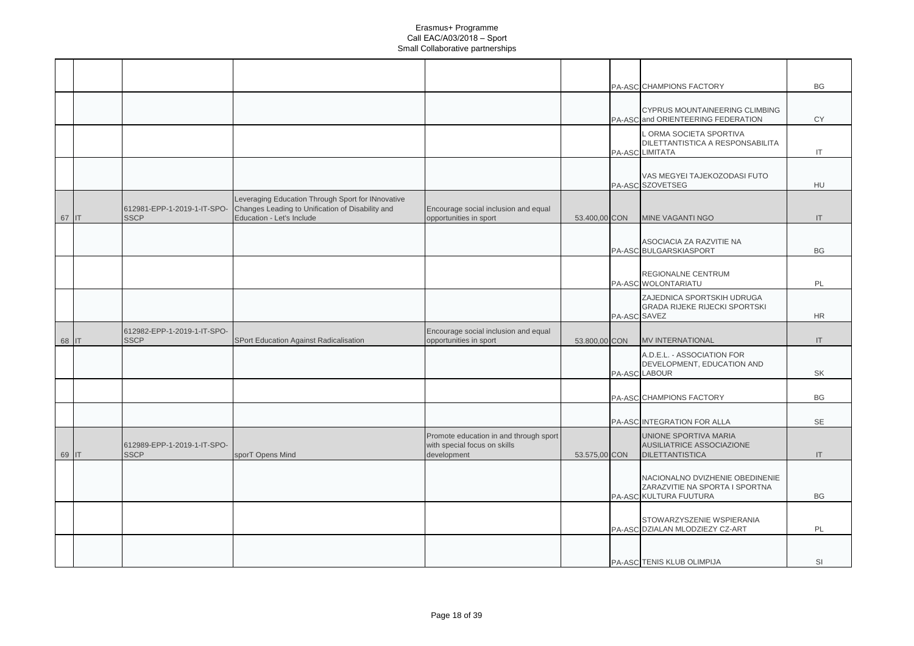Erasmus+ Programme
Call EAC/A03/2018 – Sport
Small Collaborative partnerships

| | | | | | | | | |
|---|---|---|---|---|---|---|---|---|
| | | | | | | PA-ASC | CHAMPIONS FACTORY | BG |
| | | | | | | PA-ASC | CYPRUS MOUNTAINEERING CLIMBING and ORIENTEERING FEDERATION | CY |
| | | | | | | PA-ASC | L ORMA SOCIETA SPORTIVA DILETTANTISTICA A RESPONSABILITA LIMITATA | IT |
| | | | | | | PA-ASC | VAS MEGYEI TAJEKOZODASI FUTO SZOVETSEG | HU |
| 67 | IT | 612981-EPP-1-2019-1-IT-SPO-SSCP | Leveraging Education Through Sport for INnovative Changes Leading to Unification of Disability and Education - Let's Include | Encourage social inclusion and equal opportunities in sport | 53.400,00 | CON | MINE VAGANTI NGO | IT |
| | | | | | | PA-ASC | ASOCIACIA ZA RAZVITIE NA BULGARSKIASPORT | BG |
| | | | | | | PA-ASC | REGIONALNE CENTRUM WOLONTARIATU | PL |
| | | | | | | PA-ASC | ZAJEDNICA SPORTSKIH UDRUGA GRADA RIJEKE RIJECKI SPORTSKI SAVEZ | HR |
| 68 | IT | 612982-EPP-1-2019-1-IT-SPO-SSCP | SPort Education Against Radicalisation | Encourage social inclusion and equal opportunities in sport | 53.800,00 | CON | MV INTERNATIONAL | IT |
| | | | | | | PA-ASC | A.D.E.L. - ASSOCIATION FOR DEVELOPMENT, EDUCATION AND LABOUR | SK |
| | | | | | | PA-ASC | CHAMPIONS FACTORY | BG |
| | | | | | | PA-ASC | INTEGRATION FOR ALLA | SE |
| 69 | IT | 612989-EPP-1-2019-1-IT-SPO-SSCP | sporT Opens Mind | Promote education in and through sport with special focus on skills development | 53.575,00 | CON | UNIONE SPORTIVA MARIA AUSILIATRICE ASSOCIAZIONE DILETTANTISTICA | IT |
| | | | | | | PA-ASC | NACIONALNO DVIZHENIE OBEDINENIE ZARAZVITIE NA SPORTA I SPORTNA KULTURA FUUTURA | BG |
| | | | | | | PA-ASC | STOWARZYSZENIE WSPIERANIA DZIALAN MLODZIEZY CZ-ART | PL |
| | | | | | | PA-ASC | TENIS KLUB OLIMPIJA | SI |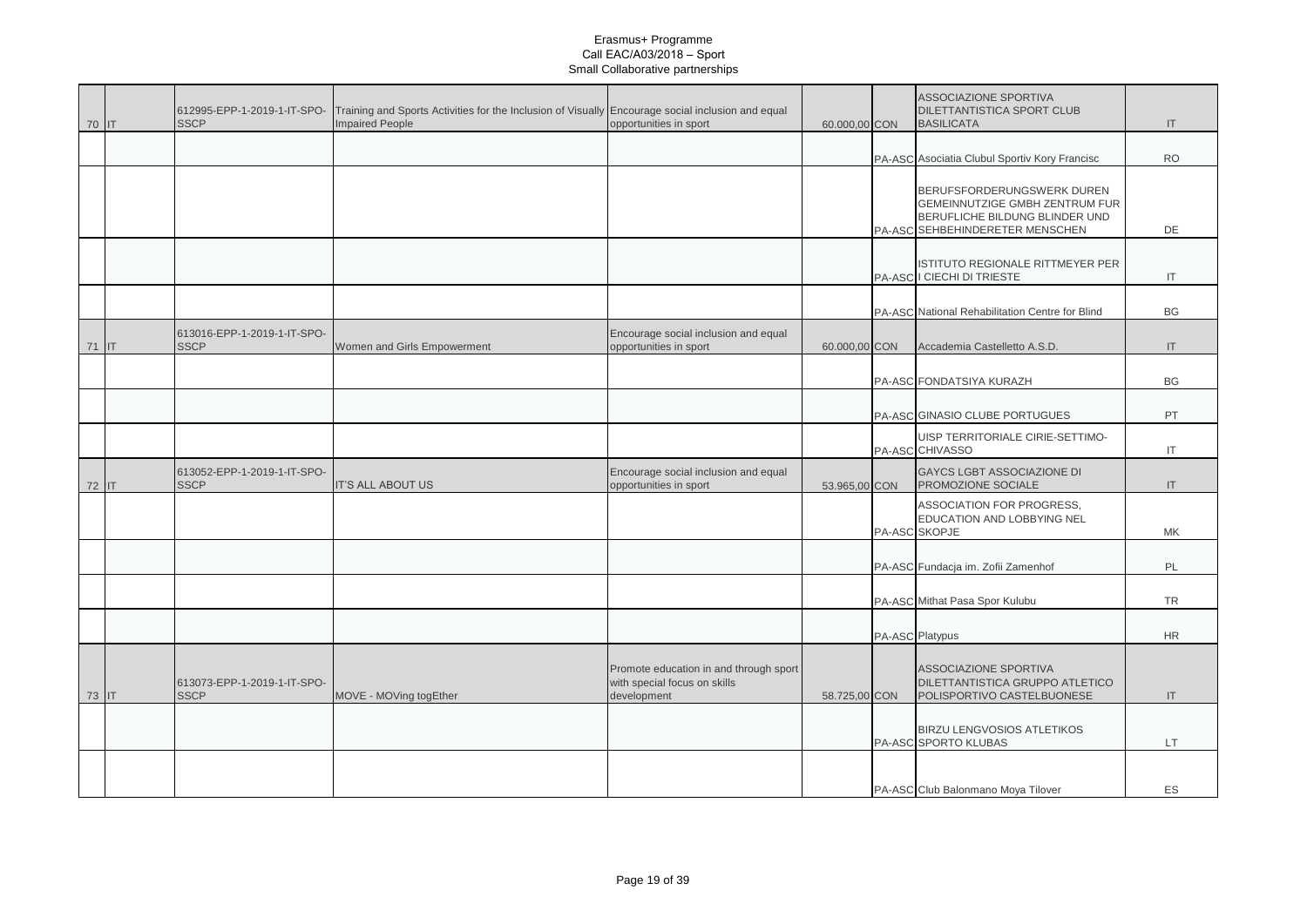Erasmus+ Programme
Call EAC/A03/2018 – Sport
Small Collaborative partnerships

| | | | | | | | | |
|---|---|---|---|---|---|---|---|---|
| 70 | IT | 612995-EPP-1-2019-1-IT-SPO-SSCP | Training and Sports Activities for the Inclusion of Visually Impaired People | Encourage social inclusion and equal opportunities in sport | 60.000,00 | CON | ASSOCIAZIONE SPORTIVA DILETTANTISTICA SPORT CLUB BASILICATA | IT |
| | | | | | | PA-ASC | Asociatia Clubul Sportiv Kory Francisc | RO |
| | | | | | | PA-ASC | BERUFSFORDERUNGSWERK DUREN GEMEINNUTZIGE GMBH ZENTRUM FUR BERUFLICHE BILDUNG BLINDER UND SEHBEHINDERETER MENSCHEN | DE |
| | | | | | | PA-ASC | ISTITUTO REGIONALE RITTMEYER PER I CIECHI DI TRIESTE | IT |
| | | | | | | PA-ASC | National Rehabilitation Centre for Blind | BG |
| 71 | IT | 613016-EPP-1-2019-1-IT-SPO-SSCP | Women and Girls Empowerment | Encourage social inclusion and equal opportunities in sport | 60.000,00 | CON | Accademia Castelletto A.S.D. | IT |
| | | | | | | PA-ASC | FONDATSIYA KURAZH | BG |
| | | | | | | PA-ASC | GINASIO CLUBE PORTUGUES | PT |
| | | | | | | PA-ASC | UISP TERRITORIALE CIRIE-SETTIMO-CHIVASSO | IT |
| 72 | IT | 613052-EPP-1-2019-1-IT-SPO-SSCP | IT'S ALL ABOUT US | Encourage social inclusion and equal opportunities in sport | 53.965,00 | CON | GAYCS LGBT ASSOCIAZIONE DI PROMOZIONE SOCIALE | IT |
| | | | | | | PA-ASC | ASSOCIATION FOR PROGRESS, EDUCATION AND LOBBYING NEL SKOPJE | MK |
| | | | | | | PA-ASC | Fundacja im. Zofii Zamenhof | PL |
| | | | | | | PA-ASC | Mithat Pasa Spor Kulubu | TR |
| | | | | | | PA-ASC | Platypus | HR |
| 73 | IT | 613073-EPP-1-2019-1-IT-SPO-SSCP | MOVE - MOVing togEther | Promote education in and through sport with special focus on skills development | 58.725,00 | CON | ASSOCIAZIONE SPORTIVA DILETTANTISTICA GRUPPO ATLETICO POLISPORTIVO CASTELBUONESE | IT |
| | | | | | | PA-ASC | BIRZU LENGVOSIOS ATLETIKOS SPORTO KLUBAS | LT |
| | | | | | | PA-ASC | Club Balonmano Moya Tilover | ES |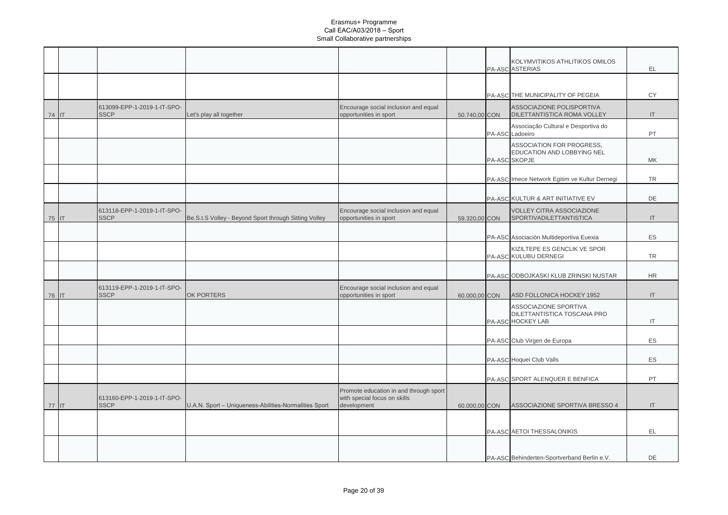Erasmus+ Programme
Call EAC/A03/2018 – Sport
Small Collaborative partnerships

| | | | | | | | | |
|---|---|---|---|---|---|---|---|---|
| | | | | | | PA-ASC | KOLYMVITIKOS ATHLITIKOS OMILOS ASTERIAS | EL |
| | | | | | | PA-ASC | THE MUNICIPALITY OF PEGEIA | CY |
| 74 | IT | 613099-EPP-1-2019-1-IT-SPO-SSCP | Let's play all together | Encourage social inclusion and equal opportunities in sport | 50.740,00 | CON | ASSOCIAZIONE POLISPORTIVA DILETTANTISTICA ROMA VOLLEY | IT |
| | | | | | | PA-ASC | Associação Cultural e Desportiva do Ladoeiro | PT |
| | | | | | | PA-ASC | ASSOCIATION FOR PROGRESS, EDUCATION AND LOBBYING NEL SKOPJE | MK |
| | | | | | | PA-ASC | Imece Network Egitim ve Kultur Dernegi | TR |
| | | | | | | PA-ASC | KULTUR & ART INITIATIVE EV | DE |
| 75 | IT | 613118-EPP-1-2019-1-IT-SPO-SSCP | Be.S.t.S Volley - Beyond Sport through Sitting Volley | Encourage social inclusion and equal opportunities in sport | 59.320,00 | CON | VOLLEY CITRA ASSOCIAZIONE SPORTIVADILETTANTISTICA | IT |
| | | | | | | PA-ASC | Asociación Multideportiva Euexia | ES |
| | | | | | | PA-ASC | KIZILTEPE ES GENCLIK VE SPOR KULUBU DERNEGI | TR |
| | | | | | | PA-ASC | ODBOJKASKI KLUB ZRINSKI NUSTAR | HR |
| 76 | IT | 613119-EPP-1-2019-1-IT-SPO-SSCP | OK PORTERS | Encourage social inclusion and equal opportunities in sport | 60.000,00 | CON | ASD FOLLONICA HOCKEY 1952 | IT |
| | | | | | | PA-ASC | ASSOCIAZIONE SPORTIVA DILETTANTISTICA TOSCANA PRO HOCKEY LAB | IT |
| | | | | | | PA-ASC | Club Virgen de Europa | ES |
| | | | | | | PA-ASC | Hoquei Club Valls | ES |
| | | | | | | PA-ASC | SPORT ALENQUER E BENFICA | PT |
| 77 | IT | 613160-EPP-1-2019-1-IT-SPO-SSCP | U.A.N. Sport – Uniqueness-Abilities-Normalities Sport | Promote education in and through sport with special focus on skills development | 60.000,00 | CON | ASSOCIAZIONE SPORTIVA BRESSO 4 | IT |
| | | | | | | PA-ASC | AETOI THESSALONIKIS | EL |
| | | | | | | PA-ASC | Behinderten-Sportverband Berlin e.V. | DE |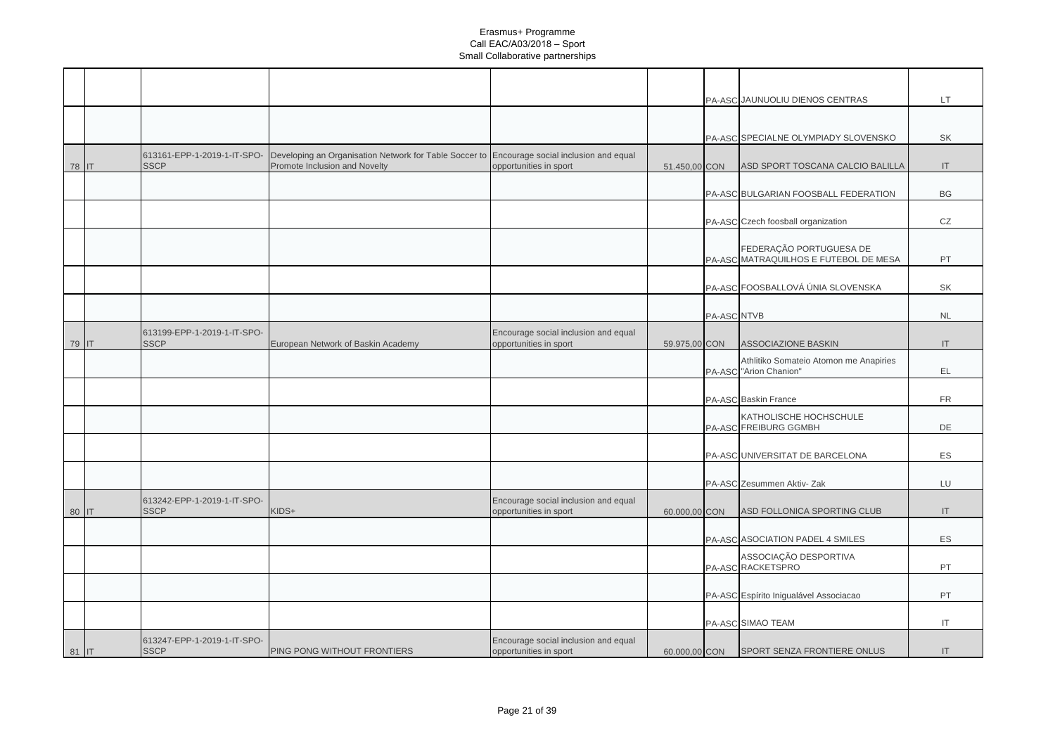Erasmus+ Programme
Call EAC/A03/2018 – Sport
Small Collaborative partnerships

| | | | | | | | | |
|---|---|---|---|---|---|---|---|---|
| | | | | | | PA-ASC | JAUNUOLIU DIENOS CENTRAS | LT |
| | | | | | | PA-ASC | SPECIALNE OLYMPIADY SLOVENSKO | SK |
| 78 | IT | 613161-EPP-1-2019-1-IT-SPO-SSCP | Developing an Organisation Network for Table Soccer to Promote Inclusion and Novelty | Encourage social inclusion and equal opportunities in sport | 51.450,00 | CON | ASD SPORT TOSCANA CALCIO BALILLA | IT |
| | | | | | | PA-ASC | BULGARIAN FOOSBALL FEDERATION | BG |
| | | | | | | PA-ASC | Czech foosball organization | CZ |
| | | | | | | PA-ASC | FEDERAÇÃO PORTUGUESA DE MATRAQUILHOS E FUTEBOL DE MESA | PT |
| | | | | | | PA-ASC | FOOSBALLOVÁ ÚNIA SLOVENSKA | SK |
| | | | | | | PA-ASC | NTVB | NL |
| 79 | IT | 613199-EPP-1-2019-1-IT-SPO-SSCP | European Network of Baskin Academy | Encourage social inclusion and equal opportunities in sport | 59.975,00 | CON | ASSOCIAZIONE BASKIN | IT |
| | | | | | | PA-ASC | Athlitiko Somateio Atomon me Anapiries "Arion Chanion" | EL |
| | | | | | | PA-ASC | Baskin France | FR |
| | | | | | | PA-ASC | KATHOLISCHE HOCHSCHULE FREIBURG GGMBH | DE |
| | | | | | | PA-ASC | UNIVERSITAT DE BARCELONA | ES |
| | | | | | | PA-ASC | Zesummen Aktiv- Zak | LU |
| 80 | IT | 613242-EPP-1-2019-1-IT-SPO-SSCP | KIDS+ | Encourage social inclusion and equal opportunities in sport | 60.000,00 | CON | ASD FOLLONICA SPORTING CLUB | IT |
| | | | | | | PA-ASC | ASOCIATION PADEL 4 SMILES | ES |
| | | | | | | PA-ASC | ASSOCIAÇÃO DESPORTIVA RACKETSPRO | PT |
| | | | | | | PA-ASC | Espírito Inigualável Associacao | PT |
| | | | | | | PA-ASC | SIMAO TEAM | IT |
| 81 | IT | 613247-EPP-1-2019-1-IT-SPO-SSCP | PING PONG WITHOUT FRONTIERS | Encourage social inclusion and equal opportunities in sport | 60.000,00 | CON | SPORT SENZA FRONTIERE ONLUS | IT |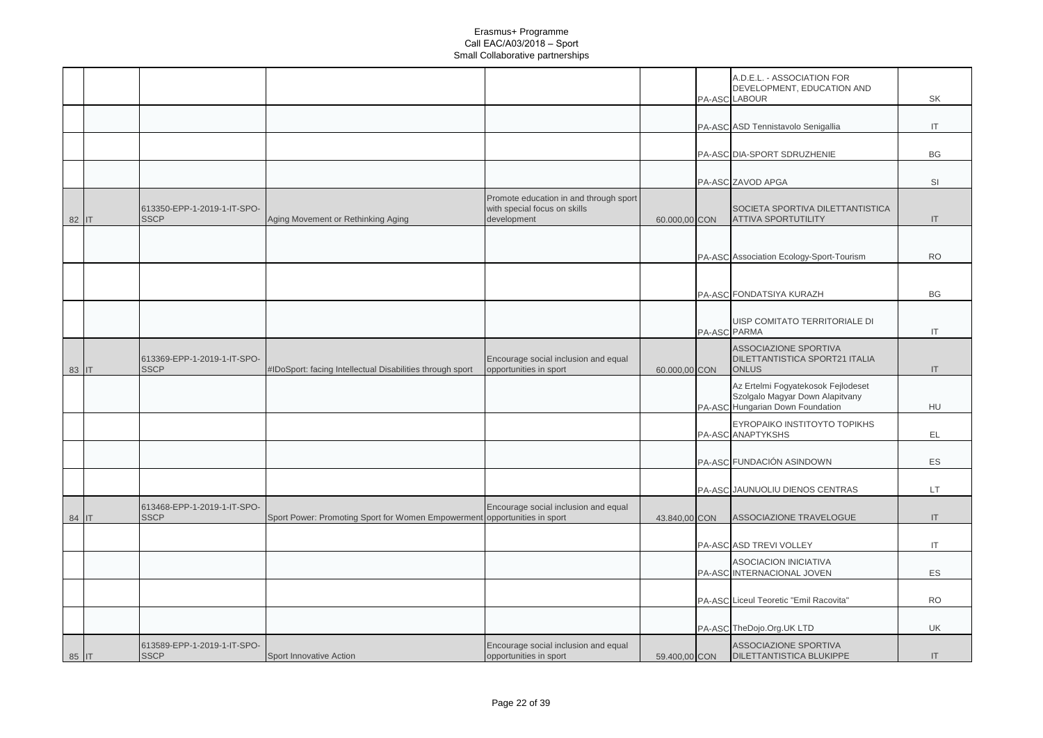Erasmus+ Programme
Call EAC/A03/2018 – Sport
Small Collaborative partnerships

| | | | | | | | | |
|---|---|---|---|---|---|---|---|---|
| | | | | | | PA-ASC | A.D.E.L. - ASSOCIATION FOR DEVELOPMENT, EDUCATION AND LABOUR | SK |
| | | | | | | PA-ASC | ASD Tennistavolo Senigallia | IT |
| | | | | | | PA-ASC | DIA-SPORT SDRUZHENIE | BG |
| | | | | | | PA-ASC | ZAVOD APGA | SI |
| 82 | IT | 613350-EPP-1-2019-1-IT-SPO-SSCP | Aging Movement or Rethinking Aging | Promote education in and through sport with special focus on skills development | 60.000,00 | CON | SOCIETA SPORTIVA DILETTANTISTICA ATTIVA SPORTUTILITY | IT |
| | | | | | | PA-ASC | Association Ecology-Sport-Tourism | RO |
| | | | | | | PA-ASC | FONDATSIYA KURAZH | BG |
| | | | | | | PA-ASC | UISP COMITATO TERRITORIALE DI PARMA | IT |
| 83 | IT | 613369-EPP-1-2019-1-IT-SPO-SSCP | #IDoSport: facing Intellectual Disabilities through sport | Encourage social inclusion and equal opportunities in sport | 60.000,00 | CON | ASSOCIAZIONE SPORTIVA DILETTANTISTICA SPORT21 ITALIA ONLUS | IT |
| | | | | | | PA-ASC | Az Ertelmi Fogyatekosok Fejlodeset Szolgalo Magyar Down Alapitvany Hungarian Down Foundation | HU |
| | | | | | | PA-ASC | EYROPAIKO INSTITOYTO TOPIKHS ANAPTYKSHS | EL |
| | | | | | | PA-ASC | FUNDACIÓN ASINDOWN | ES |
| | | | | | | PA-ASC | JAUNUOLIU DIENOS CENTRAS | LT |
| 84 | IT | 613468-EPP-1-2019-1-IT-SPO-SSCP | Sport Power: Promoting Sport for Women Empowerment | Encourage social inclusion and equal opportunities in sport | 43.840,00 | CON | ASSOCIAZIONE TRAVELOGUE | IT |
| | | | | | | PA-ASC | ASD TREVI VOLLEY | IT |
| | | | | | | PA-ASC | ASOCIACION INICIATIVA INTERNACIONAL JOVEN | ES |
| | | | | | | PA-ASC | Liceul Teoretic "Emil Racovita" | RO |
| | | | | | | PA-ASC | TheDojo.Org.UK LTD | UK |
| 85 | IT | 613589-EPP-1-2019-1-IT-SPO-SSCP | Sport Innovative Action | Encourage social inclusion and equal opportunities in sport | 59.400,00 | CON | ASSOCIAZIONE SPORTIVA DILETTANTISTICA BLUKIPPE | IT |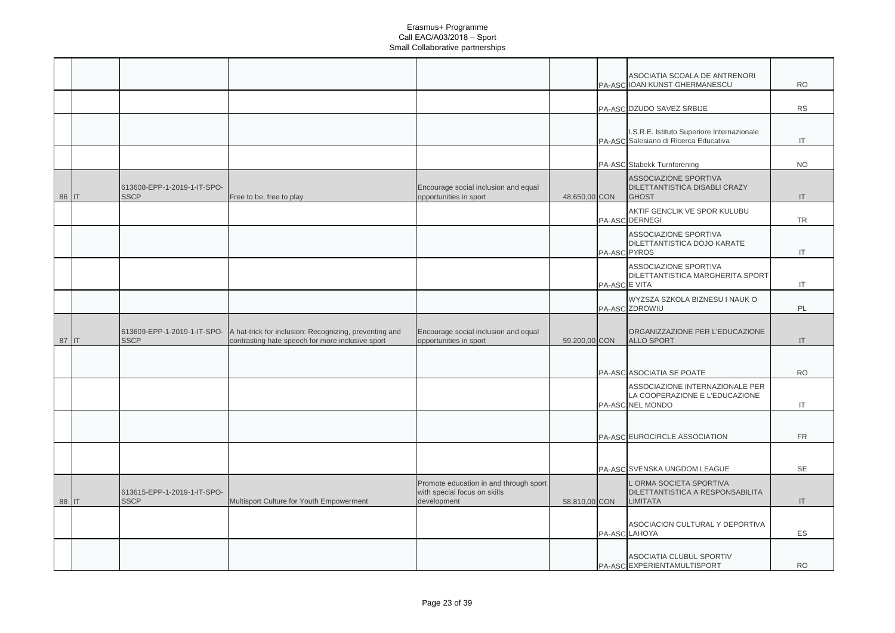| | | | | | | | | |
|---|---|---|---|---|---|---|---|---|
| | | | | | | PA-ASC | ASOCIATIA SCOALA DE ANTRENORI IOAN KUNST GHERMANESCU | RO |
| | | | | | | PA-ASC | DZUDO SAVEZ SRBIJE | RS |
| | | | | | | PA-ASC | I.S.R.E. Istituto Superiore Internazionale Salesiano di Ricerca Educativa | IT |
| | | | | | | PA-ASC | Stabekk Turnforening | NO |
| 86 | IT | 613608-EPP-1-2019-1-IT-SPO-SSCP | Free to be, free to play | Encourage social inclusion and equal opportunities in sport | 48.650,00 | CON | ASSOCIAZIONE SPORTIVA DILETTANTISTICA DISABLI CRAZY GHOST | IT |
| | | | | | | PA-ASC | AKTIF GENCLIK VE SPOR KULUBU DERNEGI | TR |
| | | | | | | PA-ASC | ASSOCIAZIONE SPORTIVA DILETTANTISTICA DOJO KARATE PYROS | IT |
| | | | | | | PA-ASC | ASSOCIAZIONE SPORTIVA DILETTANTISTICA MARGHERITA SPORT E VITA | IT |
| | | | | | | PA-ASC | WYZSZA SZKOLA BIZNESU I NAUK O ZDROWIU | PL |
| 87 | IT | 613609-EPP-1-2019-1-IT-SPO-SSCP | A hat-trick for inclusion: Recognizing, preventing and contrasting hate speech for more inclusive sport | Encourage social inclusion and equal opportunities in sport | 59.200,00 | CON | ORGANIZZAZIONE PER L'EDUCAZIONE ALLO SPORT | IT |
| | | | | | | PA-ASC | ASOCIATIA SE POATE | RO |
| | | | | | | PA-ASC | ASSOCIAZIONE INTERNAZIONALE PER LA COOPERAZIONE E L'EDUCAZIONE NEL MONDO | IT |
| | | | | | | PA-ASC | EUROCIRCLE ASSOCIATION | FR |
| | | | | | | PA-ASC | SVENSKA UNGDOM LEAGUE | SE |
| 88 | IT | 613615-EPP-1-2019-1-IT-SPO-SSCP | Multisport Culture for Youth Empowerment | Promote education in and through sport with special focus on skills development | 58.810,00 | CON | L ORMA SOCIETA SPORTIVA DILETTANTISTICA A RESPONSABILITA LIMITATA | IT |
| | | | | | | PA-ASC | ASOCIACION CULTURAL Y DEPORTIVA LAHOYA | ES |
| | | | | | | PA-ASC | ASOCIATIA CLUBUL SPORTIV EXPERIENTAMULTISPORT | RO |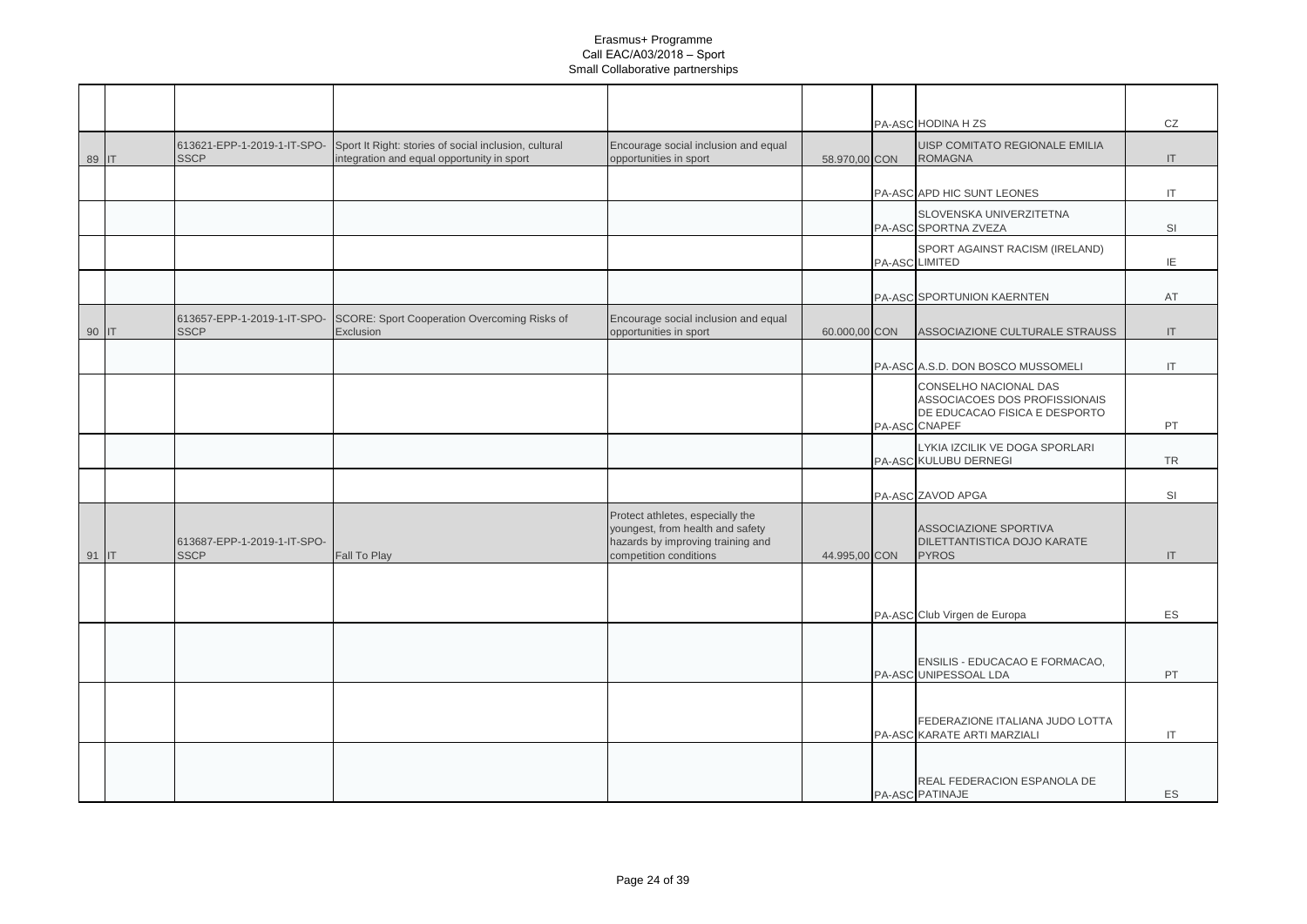Erasmus+ Programme
Call EAC/A03/2018 – Sport
Small Collaborative partnerships

| | | | | | | | | |
|---|---|---|---|---|---|---|---|---|
| | | | | | | PA-ASC | HODINA H ZS | CZ |
| 89 | IT | 613621-EPP-1-2019-1-IT-SPO-SSCP | Sport It Right: stories of social inclusion, cultural integration and equal opportunity in sport | Encourage social inclusion and equal opportunities in sport | 58.970,00 | CON | UISP COMITATO REGIONALE EMILIA ROMAGNA | IT |
| | | | | | | PA-ASC | APD HIC SUNT LEONES | IT |
| | | | | | | PA-ASC | SLOVENSKA UNIVERZITETNA SPORTNA ZVEZA | SI |
| | | | | | | PA-ASC | SPORT AGAINST RACISM (IRELAND) LIMITED | IE |
| | | | | | | PA-ASC | SPORTUNION KAERNTEN | AT |
| 90 | IT | 613657-EPP-1-2019-1-IT-SPO-SSCP | SCORE: Sport Cooperation Overcoming Risks of Exclusion | Encourage social inclusion and equal opportunities in sport | 60.000,00 | CON | ASSOCIAZIONE CULTURALE STRAUSS | IT |
| | | | | | | PA-ASC | A.S.D. DON BOSCO MUSSOMELI | IT |
| | | | | | | PA-ASC | CONSELHO NACIONAL DAS ASSOCIACOES DOS PROFISSIONAIS DE EDUCACAO FISICA E DESPORTO CNAPEF | PT |
| | | | | | | PA-ASC | LYKIA IZCILIK VE DOGA SPORLARI KULUBU DERNEGI | TR |
| | | | | | | PA-ASC | ZAVOD APGA | SI |
| 91 | IT | 613687-EPP-1-2019-1-IT-SPO-SSCP | Fall To Play | Protect athletes, especially the youngest, from health and safety hazards by improving training and competition conditions | 44.995,00 | CON | ASSOCIAZIONE SPORTIVA DILETTANTISTICA DOJO KARATE PYROS | IT |
| | | | | | | PA-ASC | Club Virgen de Europa | ES |
| | | | | | | PA-ASC | ENSILIS - EDUCACAO E FORMACAO, UNIPESSOAL LDA | PT |
| | | | | | | PA-ASC | FEDERAZIONE ITALIANA JUDO LOTTA KARATE ARTI MARZIALI | IT |
| | | | | | | PA-ASC | REAL FEDERACION ESPANOLA DE PATINAJE | ES |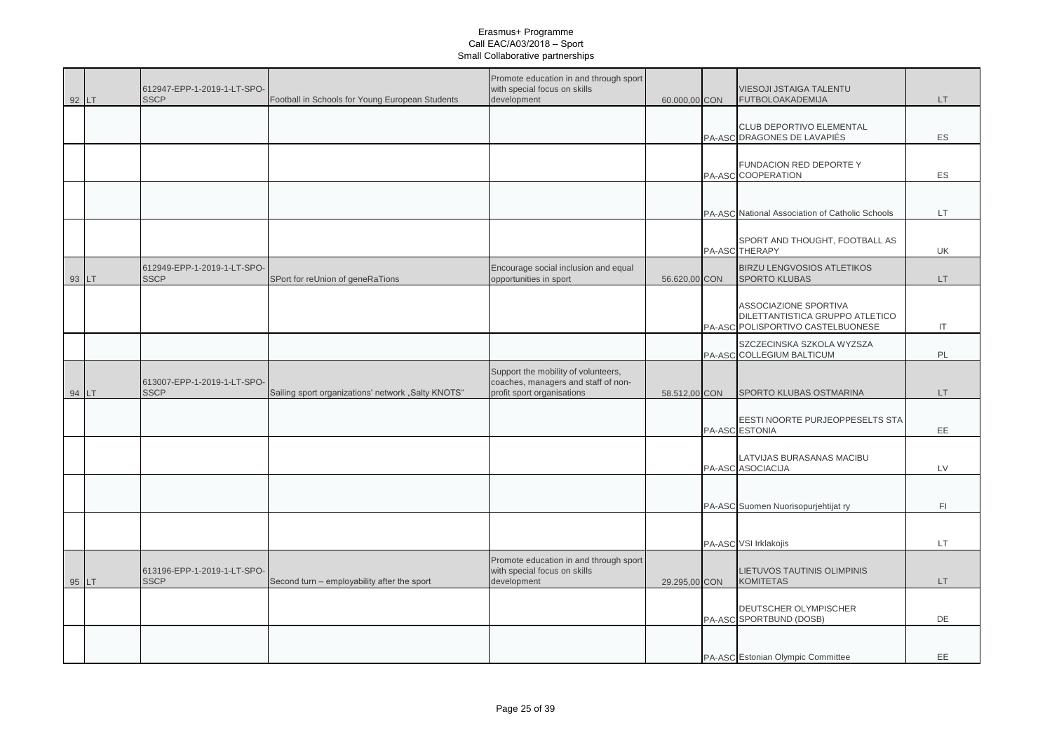Erasmus+ Programme
Call EAC/A03/2018 – Sport
Small Collaborative partnerships

| | | | | | | | | |
|---|---|---|---|---|---|---|---|---|
| 92 | LT | 612947-EPP-1-2019-1-LT-SPO-SSCP | Football in Schools for Young European Students | Promote education in and through sport with special focus on skills development | 60.000,00 | CON | VIESOJI JSTAIGA TALENTU FUTBOLOAKADEMIJA | LT |
| | | | | | | PA-ASC | CLUB DEPORTIVO ELEMENTAL DRAGONES DE LAVAPIÉS | ES |
| | | | | | | PA-ASC | FUNDACION RED DEPORTE Y COOPERATION | ES |
| | | | | | | PA-ASC | National Association of Catholic Schools | LT |
| | | | | | | PA-ASC | SPORT AND THOUGHT, FOOTBALL AS THERAPY | UK |
| 93 | LT | 612949-EPP-1-2019-1-LT-SPO-SSCP | SPort for reUnion of geneRaTions | Encourage social inclusion and equal opportunities in sport | 56.620,00 | CON | BIRZU LENGVOSIOS ATLETIKOS SPORTO KLUBAS | LT |
| | | | | | | PA-ASC | ASSOCIAZIONE SPORTIVA DILETTANTISTICA GRUPPO ATLETICO POLISPORTIVO CASTELBUONESE | IT |
| | | | | | | PA-ASC | SZCZECINSKA SZKOLA WYZSZA COLLEGIUM BALTICUM | PL |
| 94 | LT | 613007-EPP-1-2019-1-LT-SPO-SSCP | Sailing sport organizations' network „Salty KNOTS" | Support the mobility of volunteers, coaches, managers and staff of non-profit sport organisations | 58.512,00 | CON | SPORTO KLUBAS OSTMARINA | LT |
| | | | | | | PA-ASC | EESTI NOORTE PURJEOPPESELTS STA ESTONIA | EE |
| | | | | | | PA-ASC | LATVIJAS BURASANAS MACIBU ASOCIACIJA | LV |
| | | | | | | PA-ASC | Suomen Nuorisopurjehtijat ry | FI |
| | | | | | | PA-ASC | VSI Irklakojis | LT |
| 95 | LT | 613196-EPP-1-2019-1-LT-SPO-SSCP | Second turn – employability after the sport | Promote education in and through sport with special focus on skills development | 29.295,00 | CON | LIETUVOS TAUTINIS OLIMPINIS KOMITETAS | LT |
| | | | | | | PA-ASC | DEUTSCHER OLYMPISCHER SPORTBUND (DOSB) | DE |
| | | | | | | PA-ASC | Estonian Olympic Committee | EE |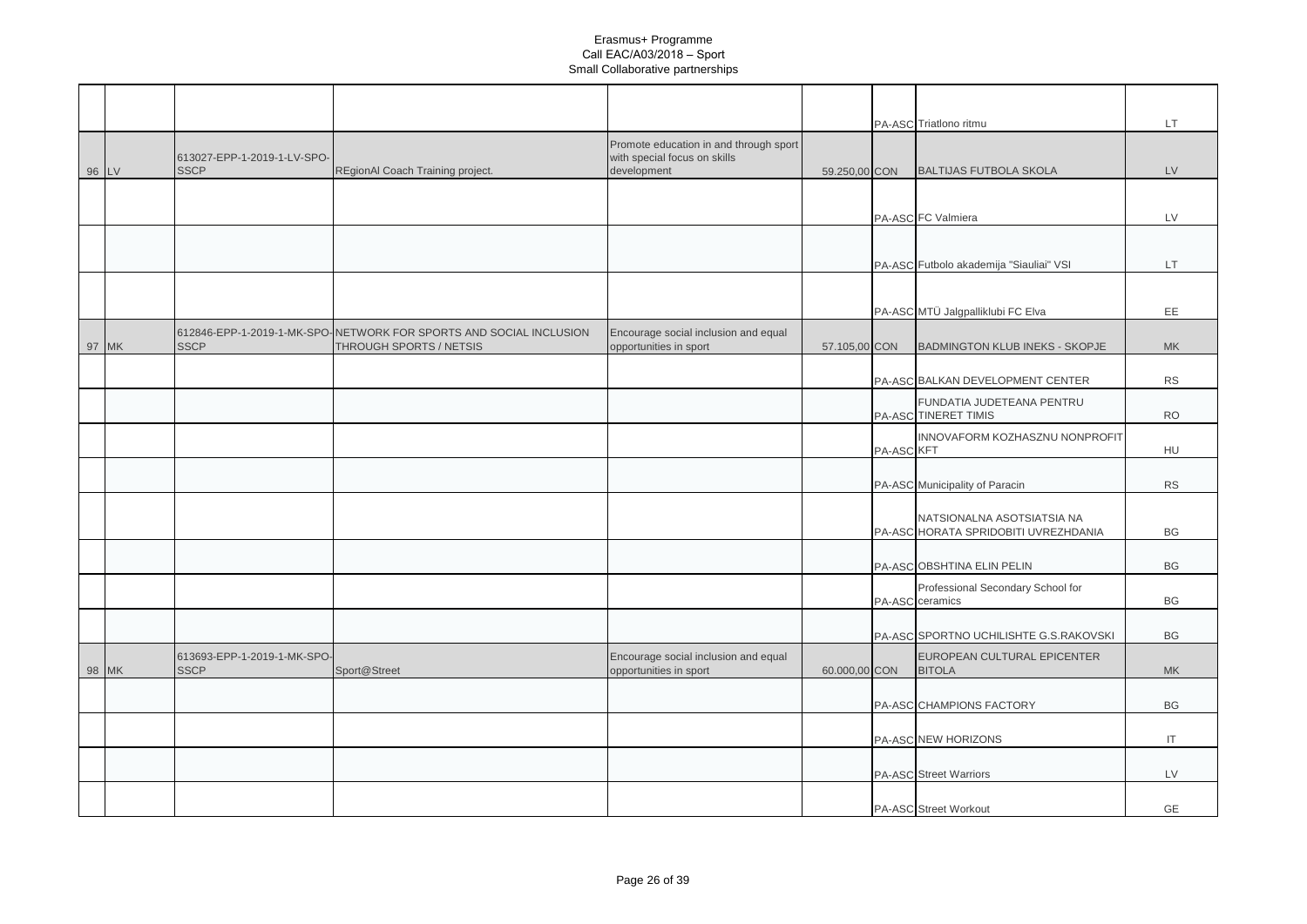Erasmus+ Programme
Call EAC/A03/2018 – Sport
Small Collaborative partnerships

| | | | | | | | | |
|---|---|---|---|---|---|---|---|---|
| | | | | | | PA-ASC | Triatlono ritmu | LT |
| 96 | LV | 613027-EPP-1-2019-1-LV-SPO-SSCP | REgionAl Coach Training project. | Promote education in and through sport with special focus on skills development | 59.250,00 | CON | BALTIJAS FUTBOLA SKOLA | LV |
| | | | | | | PA-ASC | FC Valmiera | LV |
| | | | | | | PA-ASC | Futbolo akademija "Siauliai" VSI | LT |
| | | | | | | PA-ASC | MTÜ Jalgpalliklubi FC Elva | EE |
| 97 | MK | 612846-EPP-1-2019-1-MK-SPO-SSCP | NETWORK FOR SPORTS AND SOCIAL INCLUSION THROUGH SPORTS / NETSIS | Encourage social inclusion and equal opportunities in sport | 57.105,00 | CON | BADMINGTON KLUB INEKS - SKOPJE | MK |
| | | | | | | PA-ASC | BALKAN DEVELOPMENT CENTER | RS |
| | | | | | | PA-ASC | FUNDATIA JUDETEANA PENTRU TINERET TIMIS | RO |
| | | | | | | PA-ASC | INNOVAFORM KOZHASZNU NONPROFIT KFT | HU |
| | | | | | | PA-ASC | Municipality of Paracin | RS |
| | | | | | | PA-ASC | NATSIONALNA ASOTSIATSIA NA HORATA SPRIDOBITI UVREZHDANIA | BG |
| | | | | | | PA-ASC | OBSHTINA ELIN PELIN | BG |
| | | | | | | PA-ASC | Professional Secondary School for ceramics | BG |
| | | | | | | PA-ASC | SPORTNO UCHILISHTE G.S.RAKOVSKI | BG |
| 98 | MK | 613693-EPP-1-2019-1-MK-SPO-SSCP | Sport@Street | Encourage social inclusion and equal opportunities in sport | 60.000,00 | CON | EUROPEAN CULTURAL EPICENTER BITOLA | MK |
| | | | | | | PA-ASC | CHAMPIONS FACTORY | BG |
| | | | | | | PA-ASC | NEW HORIZONS | IT |
| | | | | | | PA-ASC | Street Warriors | LV |
| | | | | | | PA-ASC | Street Workout | GE |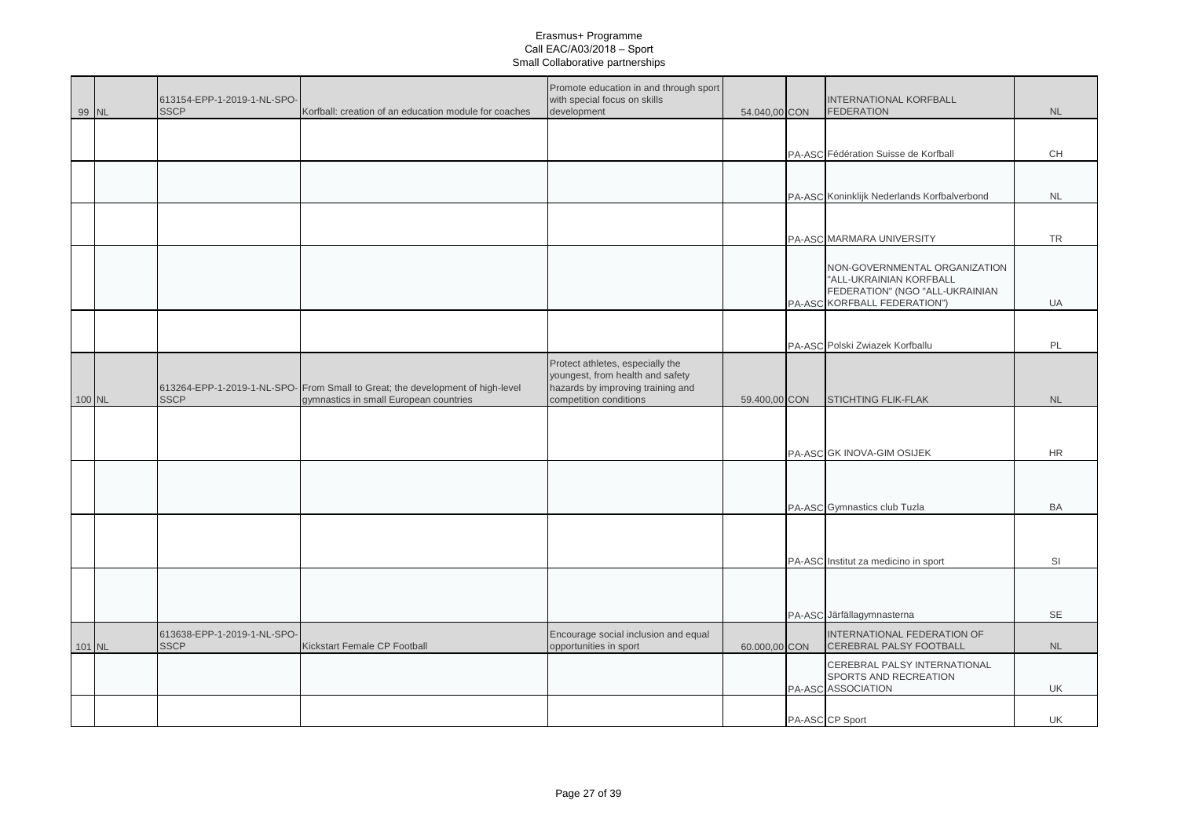Erasmus+ Programme
Call EAC/A03/2018 – Sport
Small Collaborative partnerships

| | | | | | | | | |
|---|---|---|---|---|---|---|---|---|
| 99 | NL | 613154-EPP-1-2019-1-NL-SPO-SSCP | Korfball: creation of an education module for coaches | Promote education in and through sport with special focus on skills development | 54.040,00 | CON | INTERNATIONAL KORFBALL FEDERATION | NL |
| | | | | | | PA-ASC | Fédération Suisse de Korfball | CH |
| | | | | | | PA-ASC | Koninklijk Nederlands Korfbalverbond | NL |
| | | | | | | PA-ASC | MARMARA UNIVERSITY | TR |
| | | | | | | PA-ASC | NON-GOVERNMENTAL ORGANIZATION "ALL-UKRAINIAN KORFBALL FEDERATION" (NGO "ALL-UKRAINIAN KORFBALL FEDERATION") | UA |
| | | | | | | PA-ASC | Polski Zwiazek Korfballu | PL |
| 100 | NL | 613264-EPP-1-2019-1-NL-SPO-SSCP | From Small to Great; the development of high-level gymnastics in small European countries | Protect athletes, especially the youngest, from health and safety hazards by improving training and competition conditions | 59.400,00 | CON | STICHTING FLIK-FLAK | NL |
| | | | | | | PA-ASC | GK INOVA-GIM OSIJEK | HR |
| | | | | | | PA-ASC | Gymnastics club Tuzla | BA |
| | | | | | | PA-ASC | Institut za medicino in sport | SI |
| | | | | | | PA-ASC | Järfällagymnasterna | SE |
| 101 | NL | 613638-EPP-1-2019-1-NL-SPO-SSCP | Kickstart Female CP Football | Encourage social inclusion and equal opportunities in sport | 60.000,00 | CON | INTERNATIONAL FEDERATION OF CEREBRAL PALSY FOOTBALL | NL |
| | | | | | | PA-ASC | CEREBRAL PALSY INTERNATIONAL SPORTS AND RECREATION ASSOCIATION | UK |
| | | | | | | PA-ASC | CP Sport | UK |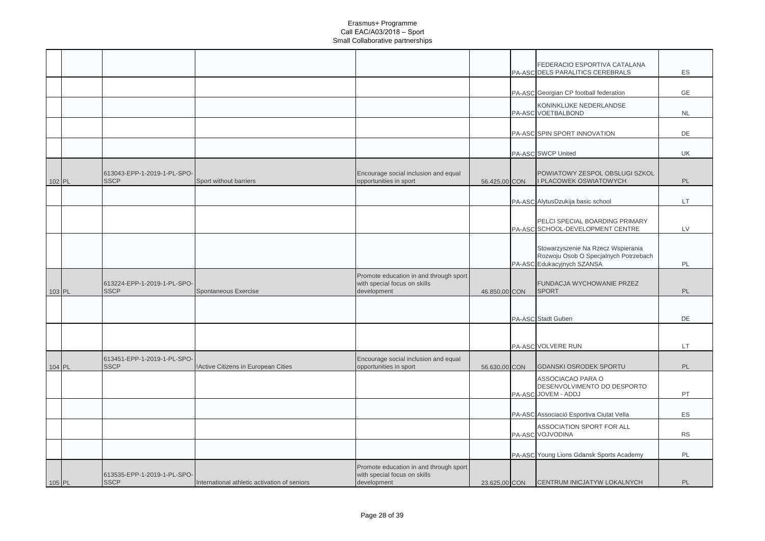Erasmus+ Programme
Call EAC/A03/2018 – Sport
Small Collaborative partnerships

| | | | | | | | | |
|---|---|---|---|---|---|---|---|---|
| | | | | | | PA-ASC | FEDERACIO ESPORTIVA CATALANA DELS PARALITICS CEREBRALS | ES |
| | | | | | | PA-ASC | Georgian CP football federation | GE |
| | | | | | | PA-ASC | KONINKLIJKE NEDERLANDSE VOETBALBOND | NL |
| | | | | | | PA-ASC | SPIN SPORT INNOVATION | DE |
| | | | | | | PA-ASC | SWCP United | UK |
| 102 | PL | 613043-EPP-1-2019-1-PL-SPO-SSCP | Sport without barriers | Encourage social inclusion and equal opportunities in sport | 56.425,00 | CON | POWIATOWY ZESPOL OBSLUGI SZKOL I PLACOWEK OSWIATOWYCH | PL |
| | | | | | | PA-ASC | AlytusDzukija basic school | LT |
| | | | | | | PA-ASC | PELCI SPECIAL BOARDING PRIMARY SCHOOL-DEVELOPMENT CENTRE | LV |
| | | | | | | PA-ASC | Stowarzyszenie Na Rzecz Wspierania Rozwoju Osob O Specjalnych Potrzebach Edukacyjnych SZANSA | PL |
| 103 | PL | 613224-EPP-1-2019-1-PL-SPO-SSCP | Spontaneous Exercise | Promote education in and through sport with special focus on skills development | 46.850,00 | CON | FUNDACJA WYCHOWANIE PRZEZ SPORT | PL |
| | | | | | | PA-ASC | Stadt Guben | DE |
| | | | | | | PA-ASC | VOLVERE RUN | LT |
| 104 | PL | 613451-EPP-1-2019-1-PL-SPO-SSCP | !Active Citizens in European Cities | Encourage social inclusion and equal opportunities in sport | 56.630,00 | CON | GDANSKI OSRODEK SPORTU | PL |
| | | | | | | PA-ASC | ASSOCIACAO PARA O DESENVOLVIMENTO DO DESPORTO JOVEM - ADDJ | PT |
| | | | | | | PA-ASC | Associació Esportiva Ciutat Vella | ES |
| | | | | | | PA-ASC | ASSOCIATION SPORT FOR ALL VOJVODINA | RS |
| | | | | | | PA-ASC | Young Lions Gdansk Sports Academy | PL |
| 105 | PL | 613535-EPP-1-2019-1-PL-SPO-SSCP | International athletic activation of seniors | Promote education in and through sport with special focus on skills development | 23.625,00 | CON | CENTRUM INICJATYW LOKALNYCH | PL |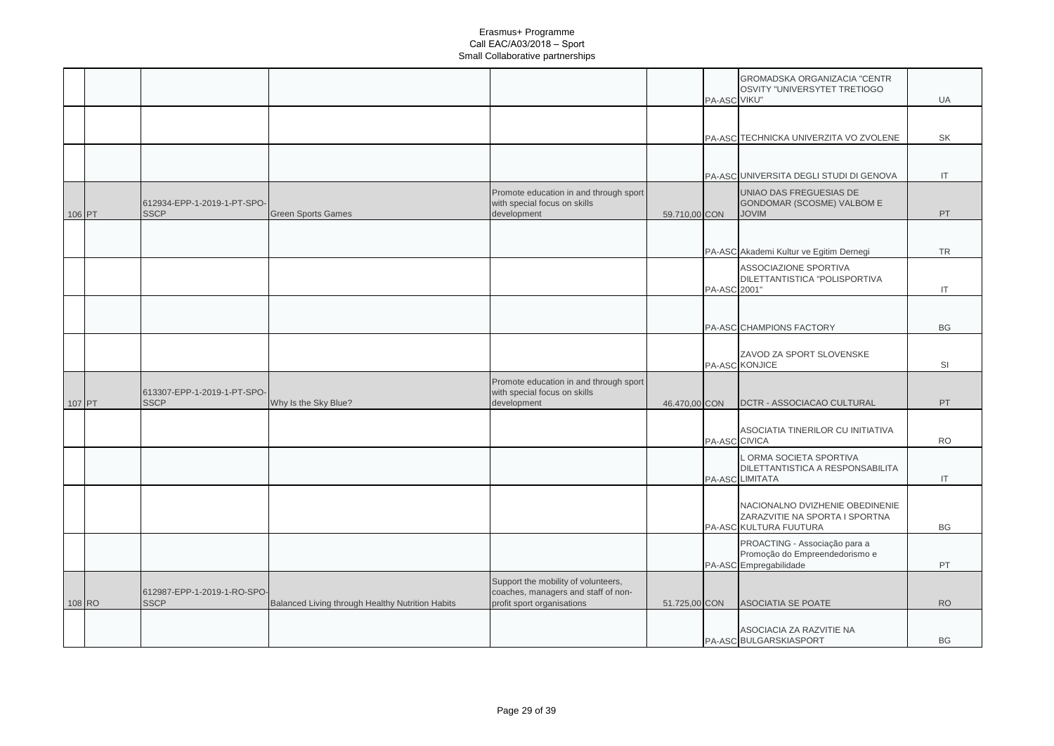Erasmus+ Programme
Call EAC/A03/2018 – Sport
Small Collaborative partnerships

| | | | | | | | | |
|---|---|---|---|---|---|---|---|---|
| | | | | | | PA-ASC | GROMADSKA ORGANIZACIA "CENTR OSVITY "UNIVERSYTET TRETIOGO VIKU" | UA |
| | | | | | | PA-ASC | TECHNICKA UNIVERZITA VO ZVOLENE | SK |
| | | | | | | PA-ASC | UNIVERSITA DEGLI STUDI DI GENOVA | IT |
| 106 | PT | 612934-EPP-1-2019-1-PT-SPO-SSCP | Green Sports Games | Promote education in and through sport with special focus on skills development | 59.710,00 | CON | UNIAO DAS FREGUESIAS DE GONDOMAR (SCOSME) VALBOM E JOVIM | PT |
| | | | | | | PA-ASC | Akademi Kultur ve Egitim Dernegi | TR |
| | | | | | | PA-ASC | ASSOCIAZIONE SPORTIVA DILETTANTISTICA "POLISPORTIVA 2001" | IT |
| | | | | | | PA-ASC | CHAMPIONS FACTORY | BG |
| | | | | | | PA-ASC | ZAVOD ZA SPORT SLOVENSKE KONJICE | SI |
| 107 | PT | 613307-EPP-1-2019-1-PT-SPO-SSCP | Why Is the Sky Blue? | Promote education in and through sport with special focus on skills development | 46.470,00 | CON | DCTR - ASSOCIACAO CULTURAL | PT |
| | | | | | | PA-ASC | ASOCIATIA TINERILOR CU INITIATIVA CIVICA | RO |
| | | | | | | PA-ASC | L ORMA SOCIETA SPORTIVA DILETTANTISTICA A RESPONSABILITA LIMITATA | IT |
| | | | | | | PA-ASC | NACIONALNO DVIZHENIE OBEDINENIE ZARAZVITIE NA SPORTA I SPORTNA KULTURA FUUTURA | BG |
| | | | | | | PA-ASC | PROACTING - Associação para a Promoção do Empreendedorismo e Empregabilidade | PT |
| 108 | RO | 612987-EPP-1-2019-1-RO-SPO-SSCP | Balanced Living through Healthy Nutrition Habits | Support the mobility of volunteers, coaches, managers and staff of non-profit sport organisations | 51.725,00 | CON | ASOCIATIA SE POATE | RO |
| | | | | | | PA-ASC | ASOCIACIA ZA RAZVITIE NA BULGARSKIASPORT | BG |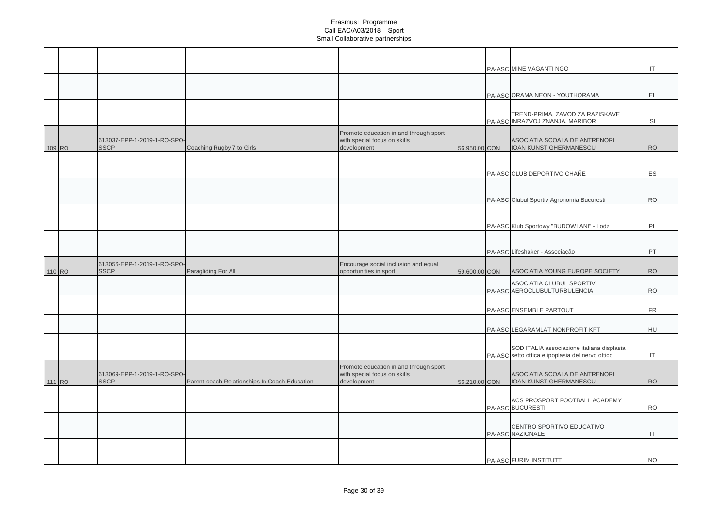Erasmus+ Programme
Call EAC/A03/2018 – Sport
Small Collaborative partnerships

| | | | | | | | | |
|---|---|---|---|---|---|---|---|---|
| | | | | | | PA-ASC | MINE VAGANTI NGO | IT |
| | | | | | | PA-ASC | ORAMA NEON - YOUTHORAMA | EL |
| | | | | | | PA-ASC | TREND-PRIMA, ZAVOD ZA RAZISKAVE INRAZVOJ ZNANJA, MARIBOR | SI |
| 109 | RO | 613037-EPP-1-2019-1-RO-SPO-SSCP | Coaching Rugby 7 to Girls | Promote education in and through sport with special focus on skills development | 56.950,00 | CON | ASOCIATIA SCOALA DE ANTRENORI IOAN KUNST GHERMANESCU | RO |
| | | | | | | PA-ASC | CLUB DEPORTIVO CHAÑE | ES |
| | | | | | | PA-ASC | Clubul Sportiv Agronomia Bucuresti | RO |
| | | | | | | PA-ASC | Klub Sportowy "BUDOWLANI" - Lodz | PL |
| | | | | | | PA-ASC | Lifeshaker - Associação | PT |
| 110 | RO | 613056-EPP-1-2019-1-RO-SPO-SSCP | Paragliding For All | Encourage social inclusion and equal opportunities in sport | 59.600,00 | CON | ASOCIATIA YOUNG EUROPE SOCIETY | RO |
| | | | | | | PA-ASC | ASOCIATIA CLUBUL SPORTIV AEROCLUBULTURBULENCIA | RO |
| | | | | | | PA-ASC | ENSEMBLE PARTOUT | FR |
| | | | | | | PA-ASC | LEGARAMLAT NONPROFIT KFT | HU |
| | | | | | | PA-ASC | SOD ITALIA associazione italiana displasia setto ottica e ipoplasia del nervo ottico | IT |
| 111 | RO | 613069-EPP-1-2019-1-RO-SPO-SSCP | Parent-coach Relationships In Coach Education | Promote education in and through sport with special focus on skills development | 56.210,00 | CON | ASOCIATIA SCOALA DE ANTRENORI IOAN KUNST GHERMANESCU | RO |
| | | | | | | PA-ASC | ACS PROSPORT FOOTBALL ACADEMY BUCURESTI | RO |
| | | | | | | PA-ASC | CENTRO SPORTIVO EDUCATIVO NAZIONALE | IT |
| | | | | | | PA-ASC | FURIM INSTITUTT | NO |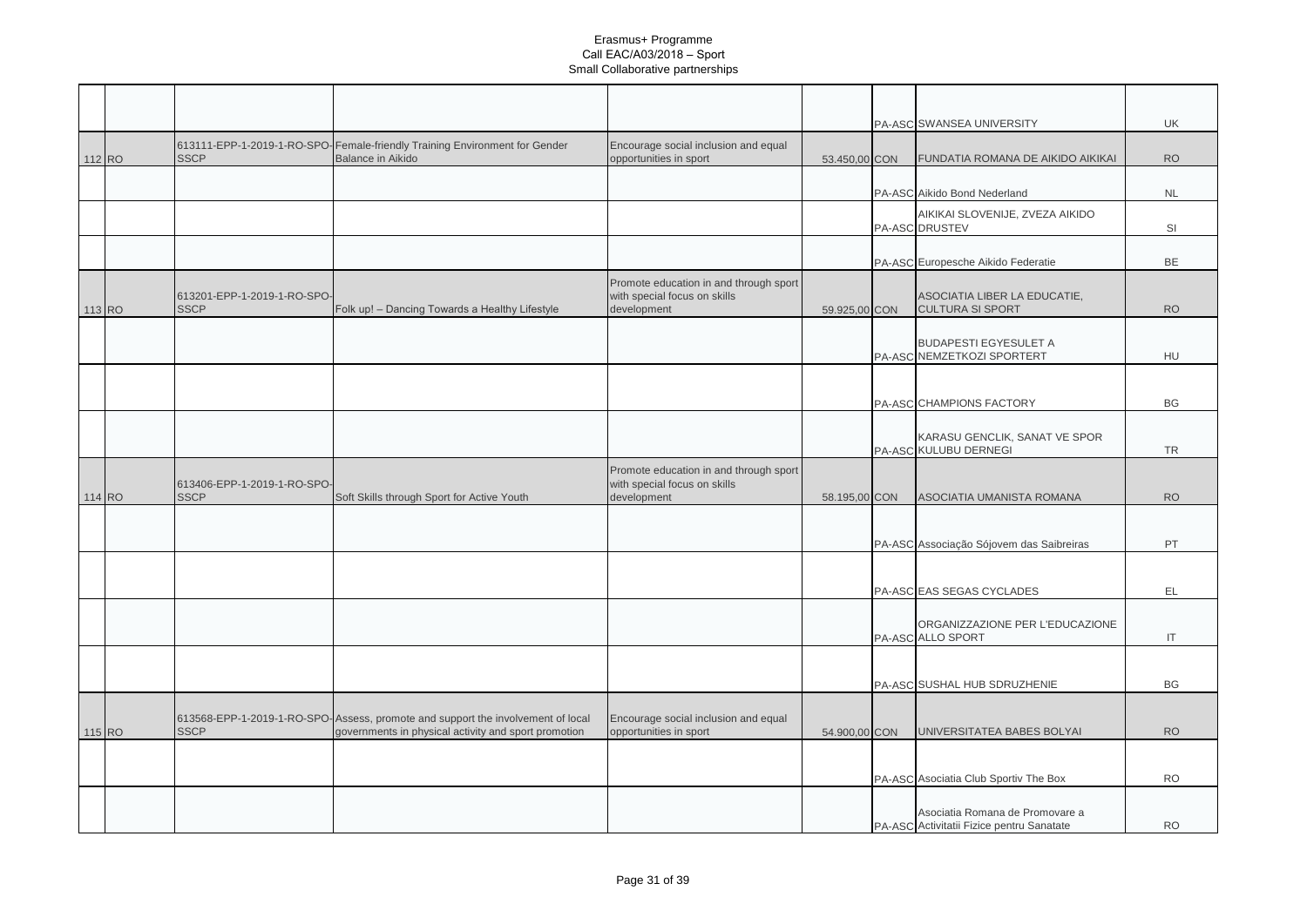Erasmus+ Programme
Call EAC/A03/2018 – Sport
Small Collaborative partnerships

| | | | | | | | | |
|---|---|---|---|---|---|---|---|---|
| | | | | | | PA-ASC | SWANSEA UNIVERSITY | UK |
| 112 | RO | 613111-EPP-1-2019-1-RO-SPO-SSCP | Female-friendly Training Environment for Gender Balance in Aikido | Encourage social inclusion and equal opportunities in sport | 53.450,00 | CON | FUNDATIA ROMANA DE AIKIDO AIKIKAI | RO |
| | | | | | | PA-ASC | Aikido Bond Nederland | NL |
| | | | | | | PA-ASC | AIKIKAI SLOVENIJE, ZVEZA AIKIDO DRUSTEV | SI |
| | | | | | | PA-ASC | Europesche Aikido Federatie | BE |
| 113 | RO | 613201-EPP-1-2019-1-RO-SPO-SSCP | Folk up! – Dancing Towards a Healthy Lifestyle | Promote education in and through sport with special focus on skills development | 59.925,00 | CON | ASOCIATIA LIBER LA EDUCATIE, CULTURA SI SPORT | RO |
| | | | | | | PA-ASC | BUDAPESTI EGYESULET A NEMZETKOZI SPORTERT | HU |
| | | | | | | PA-ASC | CHAMPIONS FACTORY | BG |
| | | | | | | PA-ASC | KARASU GENCLIK, SANAT VE SPOR KULUBU DERNEGI | TR |
| 114 | RO | 613406-EPP-1-2019-1-RO-SPO-SSCP | Soft Skills through Sport for Active Youth | Promote education in and through sport with special focus on skills development | 58.195,00 | CON | ASOCIATIA UMANISTA ROMANA | RO |
| | | | | | | PA-ASC | Associação Sójovem das Saibreiras | PT |
| | | | | | | PA-ASC | EAS SEGAS CYCLADES | EL |
| | | | | | | PA-ASC | ORGANIZZAZIONE PER L'EDUCAZIONE ALLO SPORT | IT |
| | | | | | | PA-ASC | SUSHAL HUB SDRUZHENIE | BG |
| 115 | RO | 613568-EPP-1-2019-1-RO-SPO-SSCP | Assess, promote and support the involvement of local governments in physical activity and sport promotion | Encourage social inclusion and equal opportunities in sport | 54.900,00 | CON | UNIVERSITATEA BABES BOLYAI | RO |
| | | | | | | PA-ASC | Asociatia Club Sportiv The Box | RO |
| | | | | | | PA-ASC | Asociatia Romana de Promovare a Activitatii Fizice pentru Sanatate | RO |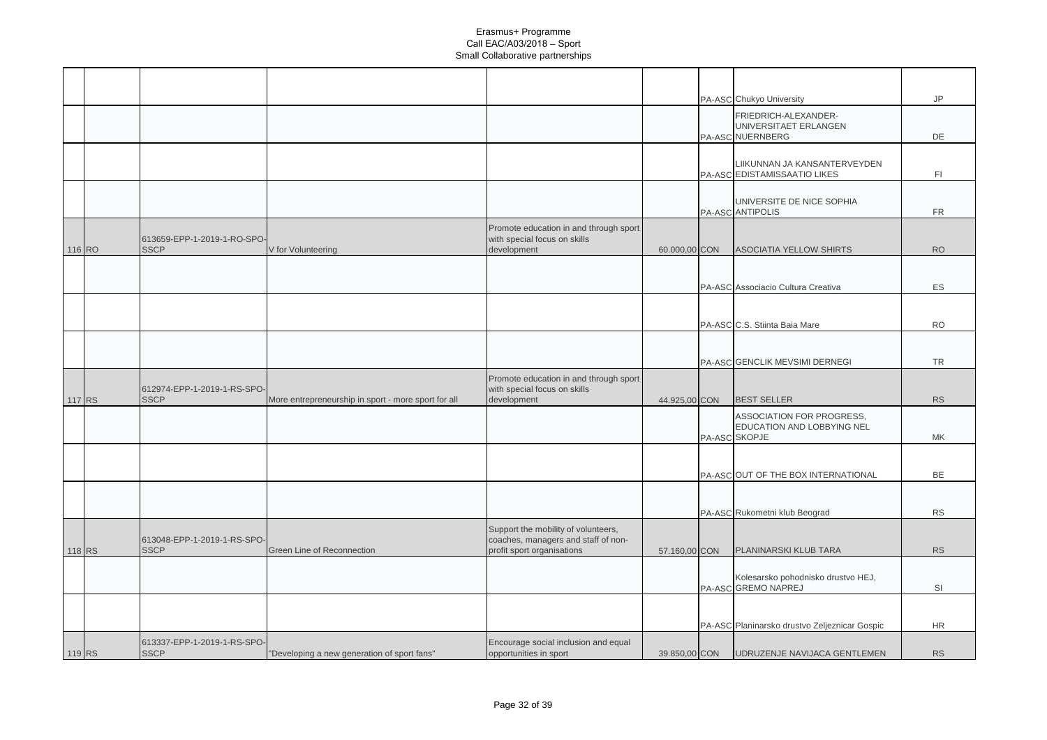Erasmus+ Programme
Call EAC/A03/2018 – Sport
Small Collaborative partnerships

| | | | | | | | | |
|---|---|---|---|---|---|---|---|---|
| | | | | | | PA-ASC | Chukyo University | JP |
| | | | | | | PA-ASC | FRIEDRICH-ALEXANDER-UNIVERSITAET ERLANGEN NUERNBERG | DE |
| | | | | | | PA-ASC | LIIKUNNAN JA KANSANTERVEYDEN EDISTAMISSAATIO LIKES | FI |
| | | | | | | PA-ASC | UNIVERSITE DE NICE SOPHIA ANTIPOLIS | FR |
| 116 | RO | 613659-EPP-1-2019-1-RO-SPO-SSCP | V for Volunteering | Promote education in and through sport with special focus on skills development | 60.000,00 | CON | ASOCIATIA YELLOW SHIRTS | RO |
| | | | | | | PA-ASC | Associacio Cultura Creativa | ES |
| | | | | | | PA-ASC | C.S. Stiinta Baia Mare | RO |
| | | | | | | PA-ASC | GENCLIK MEVSIMI DERNEGI | TR |
| 117 | RS | 612974-EPP-1-2019-1-RS-SPO-SSCP | More entrepreneurship in sport - more sport for all | Promote education in and through sport with special focus on skills development | 44.925,00 | CON | BEST SELLER | RS |
| | | | | | | PA-ASC | ASSOCIATION FOR PROGRESS, EDUCATION AND LOBBYING NEL SKOPJE | MK |
| | | | | | | PA-ASC | OUT OF THE BOX INTERNATIONAL | BE |
| | | | | | | PA-ASC | Rukometni klub Beograd | RS |
| 118 | RS | 613048-EPP-1-2019-1-RS-SPO-SSCP | Green Line of Reconnection | Support the mobility of volunteers, coaches, managers and staff of non-profit sport organisations | 57.160,00 | CON | PLANINARSKI KLUB TARA | RS |
| | | | | | | PA-ASC | Kolesarsko pohodnisko drustvo HEJ, GREMO NAPREJ | SI |
| | | | | | | PA-ASC | Planinarsko drustvo Zeljeznicar Gospic | HR |
| 119 | RS | 613337-EPP-1-2019-1-RS-SPO-SSCP | "Developing a new generation of sport fans" | Encourage social inclusion and equal opportunities in sport | 39.850,00 | CON | UDRUZENJE NAVIJACA GENTLEMEN | RS |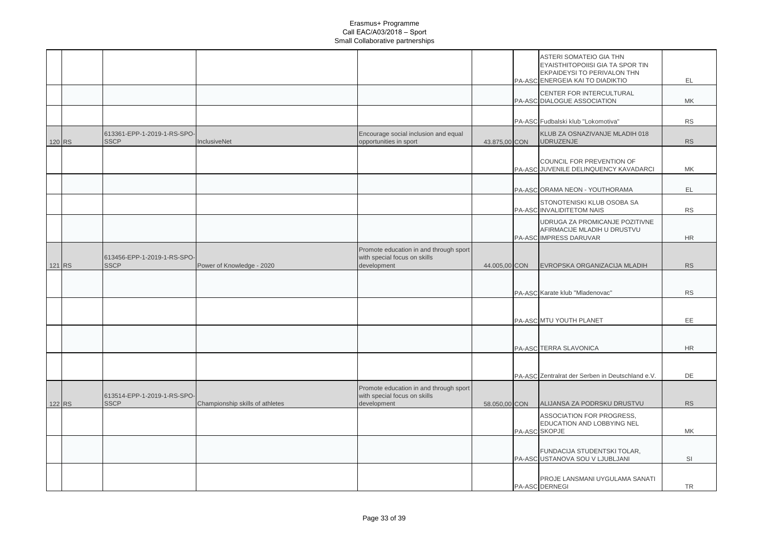Erasmus+ Programme
Call EAC/A03/2018 – Sport
Small Collaborative partnerships

| | | | | | | | | |
|---|---|---|---|---|---|---|---|---|
| | | | | | | PA-ASC | ASTERI SOMATEIO GIA THN EYAISTHITOPOIISI GIA TA SPOR TIN EKPAIDEYSI TO PERIVALON THN ENERGEIA KAI TO DIADIKTIO | EL |
| | | | | | | PA-ASC | CENTER FOR INTERCULTURAL DIALOGUE ASSOCIATION | MK |
| | | | | | | PA-ASC | Fudbalski klub "Lokomotiva" | RS |
| 120 | RS | 613361-EPP-1-2019-1-RS-SPO-SSCP | InclusiveNet | Encourage social inclusion and equal opportunities in sport | 43.875,00 | CON | KLUB ZA OSNAZIVANJE MLADIH 018 UDRUZENJE | RS |
| | | | | | | PA-ASC | COUNCIL FOR PREVENTION OF JUVENILE DELINQUENCY KAVADARCI | MK |
| | | | | | | PA-ASC | ORAMA NEON - YOUTHORAMA | EL |
| | | | | | | PA-ASC | STONOTENISKI KLUB OSOBA SA INVALIDITETOM NAIS | RS |
| | | | | | | PA-ASC | UDRUGA ZA PROMICANJE POZITIVNE AFIRMACIJE MLADIH U DRUSTVU IMPRESS DARUVAR | HR |
| 121 | RS | 613456-EPP-1-2019-1-RS-SPO-SSCP | Power of Knowledge - 2020 | Promote education in and through sport with special focus on skills development | 44.005,00 | CON | EVROPSKA ORGANIZACIJA MLADIH | RS |
| | | | | | | PA-ASC | Karate klub "Mladenovac" | RS |
| | | | | | | PA-ASC | MTU YOUTH PLANET | EE |
| | | | | | | PA-ASC | TERRA SLAVONICA | HR |
| | | | | | | PA-ASC | Zentralrat der Serben in Deutschland e.V. | DE |
| 122 | RS | 613514-EPP-1-2019-1-RS-SPO-SSCP | Championship skills of athletes | Promote education in and through sport with special focus on skills development | 58.050,00 | CON | ALIJANSA ZA PODRSKU DRUSTVU | RS |
| | | | | | | PA-ASC | ASSOCIATION FOR PROGRESS, EDUCATION AND LOBBYING NEL SKOPJE | MK |
| | | | | | | PA-ASC | FUNDACIJA STUDENTSKI TOLAR, USTANOVA SOU V LJUBLJANI | SI |
| | | | | | | PA-ASC | PROJE LANSMANI UYGULAMA SANATI DERNEGI | TR |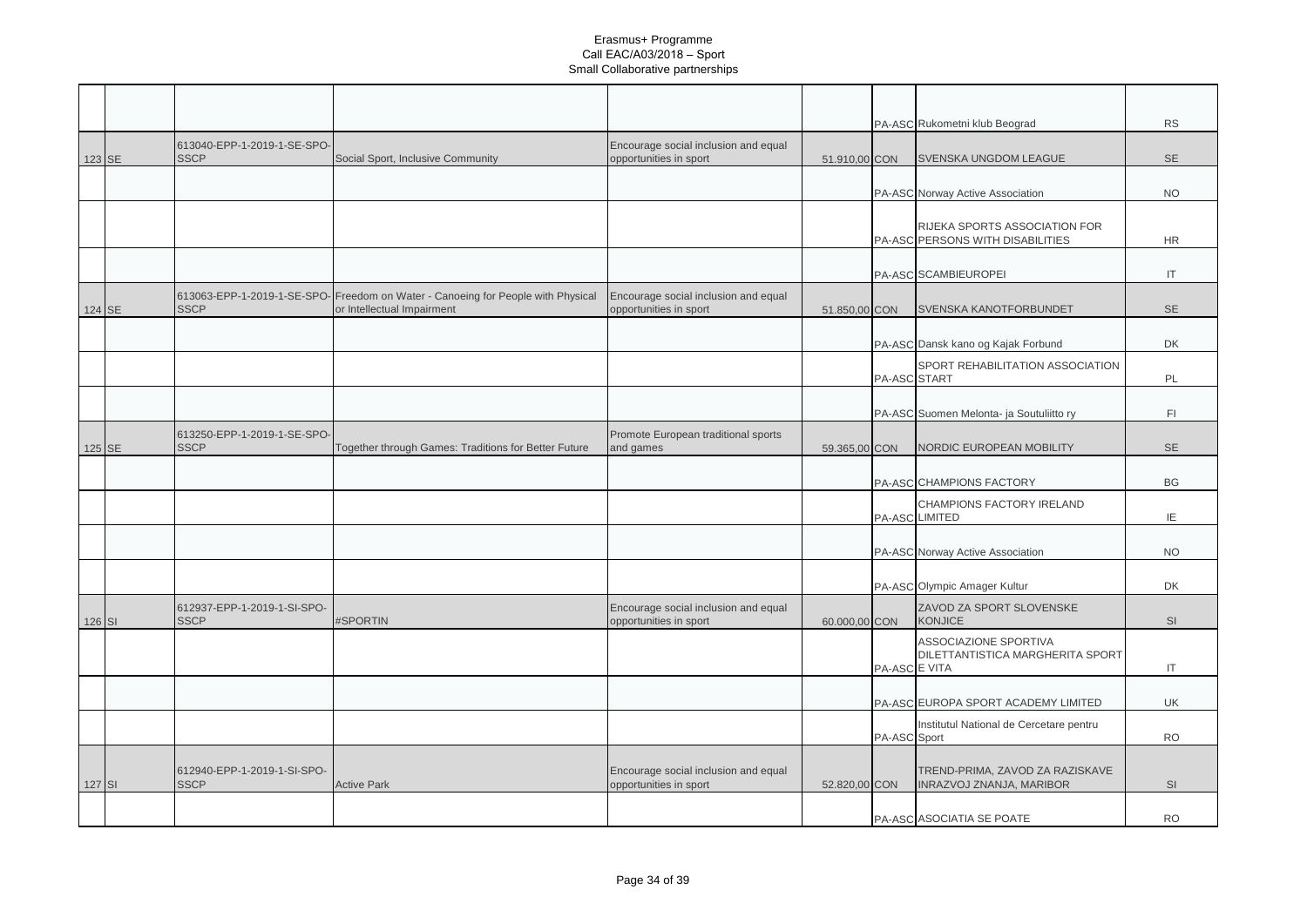Erasmus+ Programme
Call EAC/A03/2018 – Sport
Small Collaborative partnerships

| | | | | | | | | |
|---|---|---|---|---|---|---|---|---|
| | | | | | | PA-ASC | Rukometni klub Beograd | RS |
| 123 | SE | 613040-EPP-1-2019-1-SE-SPO-SSCP | Social Sport, Inclusive Community | Encourage social inclusion and equal opportunities in sport | 51.910,00 | CON | SVENSKA UNGDOM LEAGUE | SE |
| | | | | | | PA-ASC | Norway Active Association | NO |
| | | | | | | PA-ASC | RIJEKA SPORTS ASSOCIATION FOR PERSONS WITH DISABILITIES | HR |
| | | | | | | PA-ASC | SCAMBIEUROPEI | IT |
| 124 | SE | 613063-EPP-1-2019-1-SE-SPO-SSCP | Freedom on Water - Canoeing for People with Physical or Intellectual Impairment | Encourage social inclusion and equal opportunities in sport | 51.850,00 | CON | SVENSKA KANOTFORBUNDET | SE |
| | | | | | | PA-ASC | Dansk kano og Kajak Forbund | DK |
| | | | | | | PA-ASC | SPORT REHABILITATION ASSOCIATION START | PL |
| | | | | | | PA-ASC | Suomen Melonta- ja Soutuliitto ry | FI |
| 125 | SE | 613250-EPP-1-2019-1-SE-SPO-SSCP | Together through Games: Traditions for Better Future | Promote European traditional sports and games | 59.365,00 | CON | NORDIC EUROPEAN MOBILITY | SE |
| | | | | | | PA-ASC | CHAMPIONS FACTORY | BG |
| | | | | | | PA-ASC | CHAMPIONS FACTORY IRELAND LIMITED | IE |
| | | | | | | PA-ASC | Norway Active Association | NO |
| | | | | | | PA-ASC | Olympic Amager Kultur | DK |
| 126 | SI | 612937-EPP-1-2019-1-SI-SPO-SSCP | #SPORTIN | Encourage social inclusion and equal opportunities in sport | 60.000,00 | CON | ZAVOD ZA SPORT SLOVENSKE KONJICE | SI |
| | | | | | | PA-ASC | ASSOCIAZIONE SPORTIVA DILETTANTISTICA MARGHERITA SPORT E VITA | IT |
| | | | | | | PA-ASC | EUROPA SPORT ACADEMY LIMITED | UK |
| | | | | | | PA-ASC | Institutul National de Cercetare pentru Sport | RO |
| 127 | SI | 612940-EPP-1-2019-1-SI-SPO-SSCP | Active Park | Encourage social inclusion and equal opportunities in sport | 52.820,00 | CON | TREND-PRIMA, ZAVOD ZA RAZISKAVE INRAZVOJ ZNANJA, MARIBOR | SI |
| | | | | | | PA-ASC | ASOCIATIA SE POATE | RO |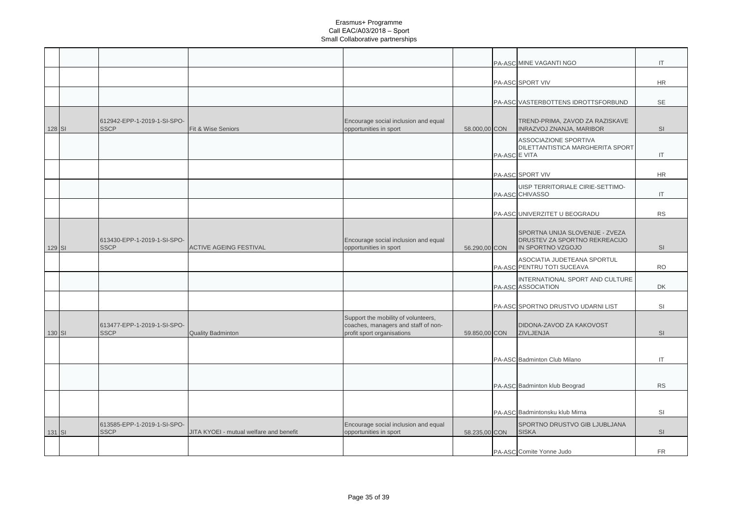Erasmus+ Programme
Call EAC/A03/2018 – Sport
Small Collaborative partnerships

| | | | | | | | | |
|---|---|---|---|---|---|---|---|---|
| | | | | | | PA-ASC | MINE VAGANTI NGO | IT |
| | | | | | | PA-ASC | SPORT VIV | HR |
| | | | | | | PA-ASC | VASTERBOTTENS IDROTTSFORBUND | SE |
| 128 | SI | 612942-EPP-1-2019-1-SI-SPO-SSCP | Fit & Wise Seniors | Encourage social inclusion and equal opportunities in sport | 58.000,00 | CON | TREND-PRIMA, ZAVOD ZA RAZISKAVE INRAZVOJ ZNANJA, MARIBOR | SI |
| | | | | | | PA-ASC | ASSOCIAZIONE SPORTIVA DILETTANTISTICA MARGHERITA SPORT E VITA | IT |
| | | | | | | PA-ASC | SPORT VIV | HR |
| | | | | | | PA-ASC | UISP TERRITORIALE CIRIE-SETTIMO-CHIVASSO | IT |
| | | | | | | PA-ASC | UNIVERZITET U BEOGRADU | RS |
| 129 | SI | 613430-EPP-1-2019-1-SI-SPO-SSCP | ACTIVE AGEING FESTIVAL | Encourage social inclusion and equal opportunities in sport | 56.290,00 | CON | SPORTNA UNIJA SLOVENIJE - ZVEZA DRUSTEV ZA SPORTNO REKREACIJO IN SPORTNO VZGOJO | SI |
| | | | | | | PA-ASC | ASOCIATIA JUDETEANA SPORTUL PENTRU TOTI SUCEAVA | RO |
| | | | | | | PA-ASC | INTERNATIONAL SPORT AND CULTURE ASSOCIATION | DK |
| | | | | | | PA-ASC | SPORTNO DRUSTVO UDARNI LIST | SI |
| 130 | SI | 613477-EPP-1-2019-1-SI-SPO-SSCP | Quality Badminton | Support the mobility of volunteers, coaches, managers and staff of non-profit sport organisations | 59.850,00 | CON | DIDONA-ZAVOD ZA KAKOVOST ZIVLJENJA | SI |
| | | | | | | PA-ASC | Badminton Club Milano | IT |
| | | | | | | PA-ASC | Badminton klub Beograd | RS |
| | | | | | | PA-ASC | Badmintonsku klub Mirna | SI |
| 131 | SI | 613585-EPP-1-2019-1-SI-SPO-SSCP | JITA KYOEI - mutual welfare and benefit | Encourage social inclusion and equal opportunities in sport | 58.235,00 | CON | SPORTNO DRUSTVO GIB LJUBLJANA SISKA | SI |
| | | | | | | PA-ASC | Comite Yonne Judo | FR |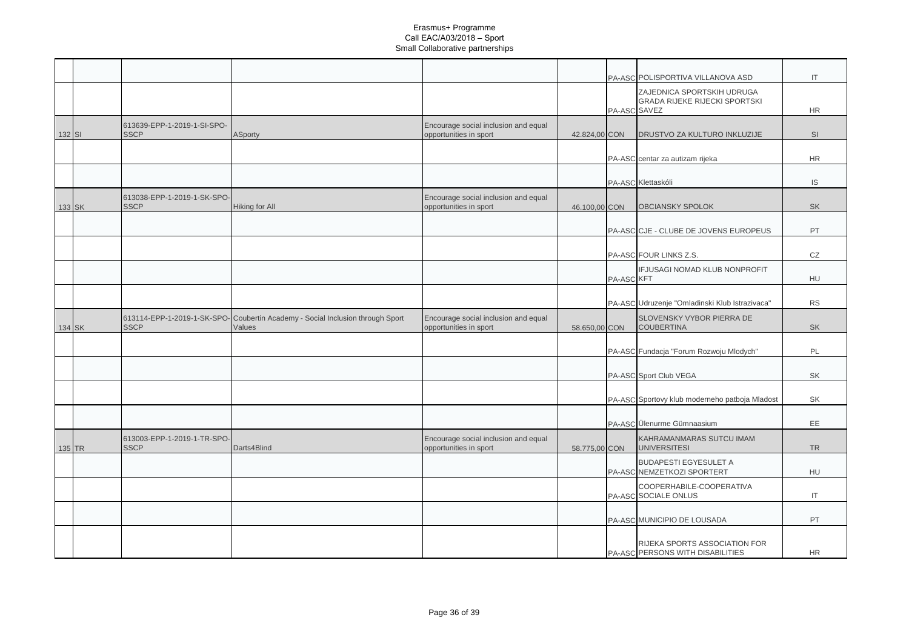Erasmus+ Programme
Call EAC/A03/2018 – Sport
Small Collaborative partnerships

| | | | | | | | | |
|---|---|---|---|---|---|---|---|---|
| | | | | | | PA-ASC | POLISPORTIVA VILLANOVA ASD | IT |
| | | | | | | PA-ASC | ZAJEDNICA SPORTSKIH UDRUGA GRADA RIJEKE RIJECKI SPORTSKI SAVEZ | HR |
| 132 | SI | 613639-EPP-1-2019-1-SI-SPO-SSCP | ASporty | Encourage social inclusion and equal opportunities in sport | 42.824,00 | CON | DRUSTVO ZA KULTURO INKLUZIJE | SI |
| | | | | | | PA-ASC | centar za autizam rijeka | HR |
| | | | | | | PA-ASC | Klettaskóli | IS |
| 133 | SK | 613038-EPP-1-2019-1-SK-SPO-SSCP | Hiking for All | Encourage social inclusion and equal opportunities in sport | 46.100,00 | CON | OBCIANSKY SPOLOK | SK |
| | | | | | | PA-ASC | CJE - CLUBE DE JOVENS EUROPEUS | PT |
| | | | | | | PA-ASC | FOUR LINKS Z.S. | CZ |
| | | | | | | PA-ASC | IFJUSAGI NOMAD KLUB NONPROFIT KFT | HU |
| | | | | | | PA-ASC | Udruzenje "Omladinski Klub Istrazivaca" | RS |
| 134 | SK | 613114-EPP-1-2019-1-SK-SPO-SSCP | Coubertin Academy - Social Inclusion through Sport Values | Encourage social inclusion and equal opportunities in sport | 58.650,00 | CON | SLOVENSKY VYBOR PIERRA DE COUBERTINA | SK |
| | | | | | | PA-ASC | Fundacja "Forum Rozwoju Mlodych" | PL |
| | | | | | | PA-ASC | Sport Club VEGA | SK |
| | | | | | | PA-ASC | Sportovy klub moderneho patboja Mladost | SK |
| | | | | | | PA-ASC | Ülenurme Gümnaasium | EE |
| 135 | TR | 613003-EPP-1-2019-1-TR-SPO-SSCP | Darts4Blind | Encourage social inclusion and equal opportunities in sport | 58.775,00 | CON | KAHRAMANMARAS SUTCU IMAM UNIVERSITESI | TR |
| | | | | | | PA-ASC | BUDAPESTI EGYESULET A NEMZETKOZI SPORTERT | HU |
| | | | | | | PA-ASC | COOPERHABILE-COOPERATIVA SOCIALE ONLUS | IT |
| | | | | | | PA-ASC | MUNICIPIO DE LOUSADA | PT |
| | | | | | | PA-ASC | RIJEKA SPORTS ASSOCIATION FOR PERSONS WITH DISABILITIES | HR |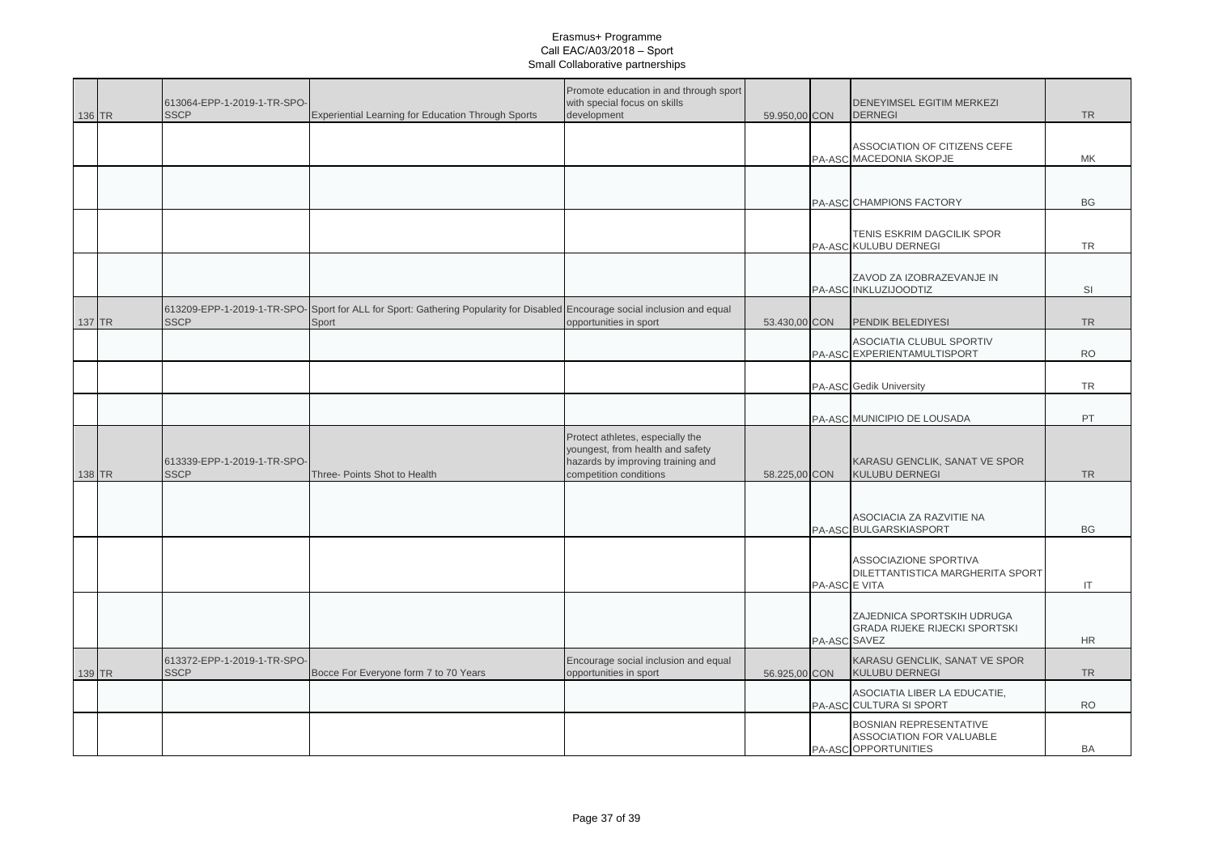Erasmus+ Programme
Call EAC/A03/2018 – Sport
Small Collaborative partnerships

| | | | | | | | | |
|---|---|---|---|---|---|---|---|---|
| 136 | TR | 613064-EPP-1-2019-1-TR-SPO-SSCP | Experiential Learning for Education Through Sports | Promote education in and through sport with special focus on skills development | 59.950,00 | CON | DENEYIMSEL EGITIM MERKEZI DERNEGI | TR |
| | | | | | | PA-ASC | ASSOCIATION OF CITIZENS CEFE MACEDONIA SKOPJE | MK |
| | | | | | | PA-ASC | CHAMPIONS FACTORY | BG |
| | | | | | | PA-ASC | TENIS ESKRIM DAGCILIK SPOR KULUBU DERNEGI | TR |
| | | | | | | PA-ASC | ZAVOD ZA IZOBRAZEVANJE IN INKLUZIJOODTIZ | SI |
| 137 | TR | 613209-EPP-1-2019-1-TR-SPO-SSCP | Sport for ALL for Sport: Gathering Popularity for Disabled Sport | Encourage social inclusion and equal opportunities in sport | 53.430,00 | CON | PENDIK BELEDIYESI | TR |
| | | | | | | PA-ASC | ASOCIATIA CLUBUL SPORTIV EXPERIENTAMULTISPORT | RO |
| | | | | | | PA-ASC | Gedik University | TR |
| | | | | | | PA-ASC | MUNICIPIO DE LOUSADA | PT |
| 138 | TR | 613339-EPP-1-2019-1-TR-SPO-SSCP | Three- Points Shot to Health | Protect athletes, especially the youngest, from health and safety hazards by improving training and competition conditions | 58.225,00 | CON | KARASU GENCLIK, SANAT VE SPOR KULUBU DERNEGI | TR |
| | | | | | | PA-ASC | ASOCIACIA ZA RAZVITIE NA BULGARSKIASPORT | BG |
| | | | | | | PA-ASC | ASSOCIAZIONE SPORTIVA DILETTANTISTICA MARGHERITA SPORT E VITA | IT |
| | | | | | | PA-ASC | ZAJEDNICA SPORTSKIH UDRUGA GRADA RIJEKE RIJECKI SPORTSKI SAVEZ | HR |
| 139 | TR | 613372-EPP-1-2019-1-TR-SPO-SSCP | Bocce For Everyone form 7 to 70 Years | Encourage social inclusion and equal opportunities in sport | 56.925,00 | CON | KARASU GENCLIK, SANAT VE SPOR KULUBU DERNEGI | TR |
| | | | | | | PA-ASC | ASOCIATIA LIBER LA EDUCATIE, CULTURA SI SPORT | RO |
| | | | | | | PA-ASC | BOSNIAN REPRESENTATIVE ASSOCIATION FOR VALUABLE OPPORTUNITIES | BA |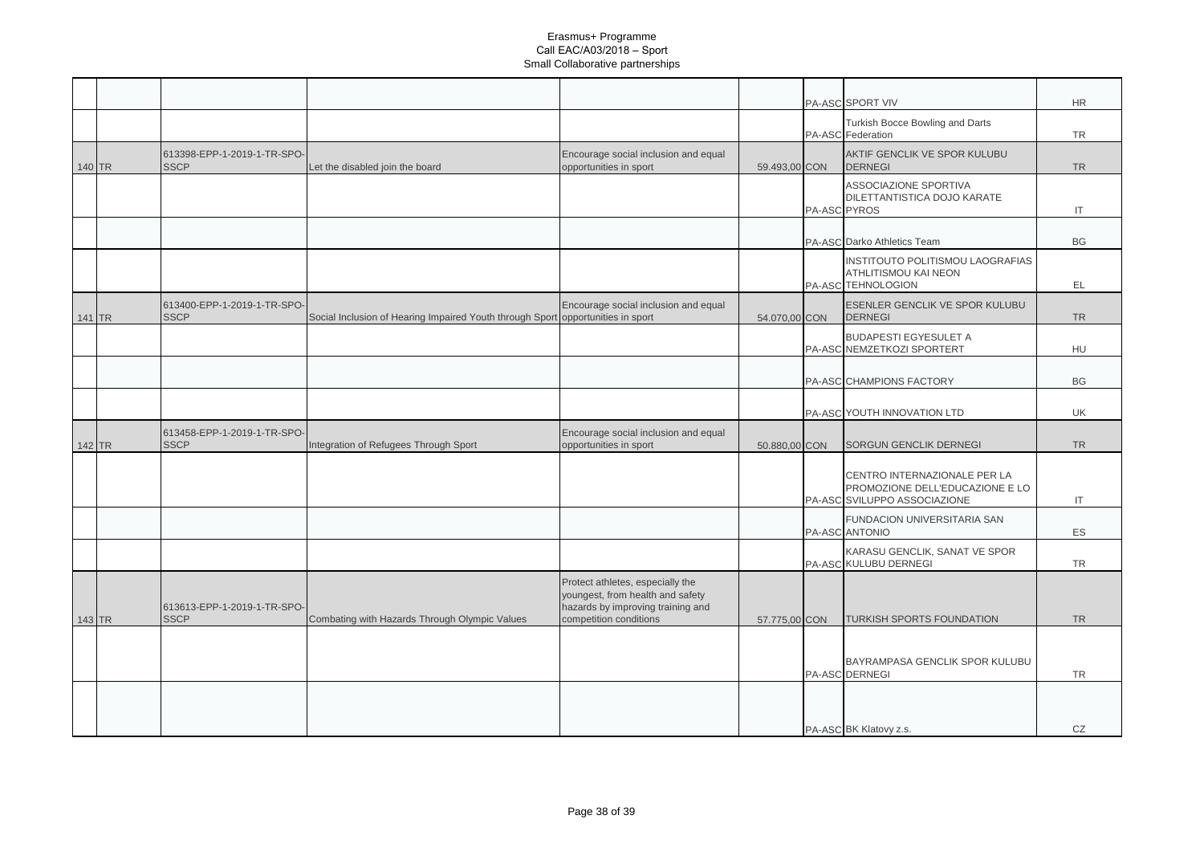Erasmus+ Programme
Call EAC/A03/2018 – Sport
Small Collaborative partnerships

| | | | | | | | | |
|---|---|---|---|---|---|---|---|---|
| | | | | | | | PA-ASC | SPORT VIV | HR |
| | | | | | | PA-ASC | Turkish Bocce Bowling and Darts Federation | TR |
| 140 | TR | 613398-EPP-1-2019-1-TR-SPO-SSCP | Let the disabled join the board | Encourage social inclusion and equal opportunities in sport | 59.493,00 | CON | AKTIF GENCLIK VE SPOR KULUBU DERNEGI | TR |
| | | | | | | PA-ASC | ASSOCIAZIONE SPORTIVA DILETTANTISTICA DOJO KARATE PYROS | IT |
| | | | | | | PA-ASC | Darko Athletics Team | BG |
| | | | | | | PA-ASC | INSTITOUTO POLITISMOU LAOGRAFIAS ATHLITISMOU KAI NEON TEHNOLOGION | EL |
| 141 | TR | 613400-EPP-1-2019-1-TR-SPO-SSCP | Social Inclusion of Hearing Impaired Youth through Sport | Encourage social inclusion and equal opportunities in sport | 54.070,00 | CON | ESENLER GENCLIK VE SPOR KULUBU DERNEGI | TR |
| | | | | | | PA-ASC | BUDAPESTI EGYESULET A NEMZETKOZI SPORTERT | HU |
| | | | | | | PA-ASC | CHAMPIONS FACTORY | BG |
| | | | | | | PA-ASC | YOUTH INNOVATION LTD | UK |
| 142 | TR | 613458-EPP-1-2019-1-TR-SPO-SSCP | Integration of Refugees Through Sport | Encourage social inclusion and equal opportunities in sport | 50.880,00 | CON | SORGUN GENCLIK DERNEGI | TR |
| | | | | | | PA-ASC | CENTRO INTERNAZIONALE PER LA PROMOZIONE DELL'EDUCAZIONE E LO SVILUPPO ASSOCIAZIONE | IT |
| | | | | | | PA-ASC | FUNDACION UNIVERSITARIA SAN ANTONIO | ES |
| | | | | | | PA-ASC | KARASU GENCLIK, SANAT VE SPOR KULUBU DERNEGI | TR |
| 143 | TR | 613613-EPP-1-2019-1-TR-SPO-SSCP | Combating with Hazards Through Olympic Values | Protect athletes, especially the youngest, from health and safety hazards by improving training and competition conditions | 57.775,00 | CON | TURKISH SPORTS FOUNDATION | TR |
| | | | | | | PA-ASC | BAYRAMPASA GENCLIK SPOR KULUBU DERNEGI | TR |
| | | | | | | PA-ASC | BK Klatovy z.s. | CZ |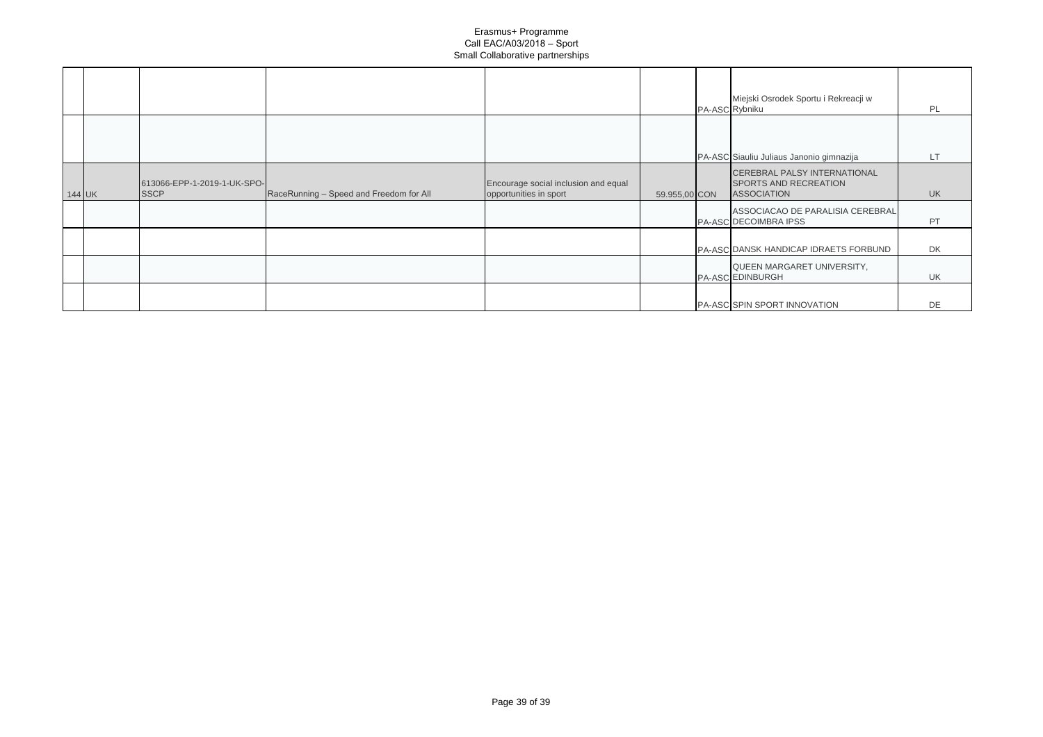Erasmus+ Programme
Call EAC/A03/2018 – Sport
Small Collaborative partnerships

| | | | | | | | | |
|---|---|---|---|---|---|---|---|---|
| | | | | | | PA-ASC | Miejski Osrodek Sportu i Rekreacji w Rybniku | PL |
| | | | | | | PA-ASC | Siauliu Juliaus Janonio gimnazija | LT |
| 144 | UK | 613066-EPP-1-2019-1-UK-SPO-SSCP | RaceRunning – Speed and Freedom for All | Encourage social inclusion and equal opportunities in sport | 59.955,00 | CON | CEREBRAL PALSY INTERNATIONAL SPORTS AND RECREATION ASSOCIATION | UK |
| | | | | | | PA-ASC | ASSOCIACAO DE PARALISIA CEREBRAL DECOIMBRA IPSS | PT |
| | | | | | | PA-ASC | DANSK HANDICAP IDRAETS FORBUND | DK |
| | | | | | | PA-ASC | QUEEN MARGARET UNIVERSITY, EDINBURGH | UK |
| | | | | | | PA-ASC | SPIN SPORT INNOVATION | DE |